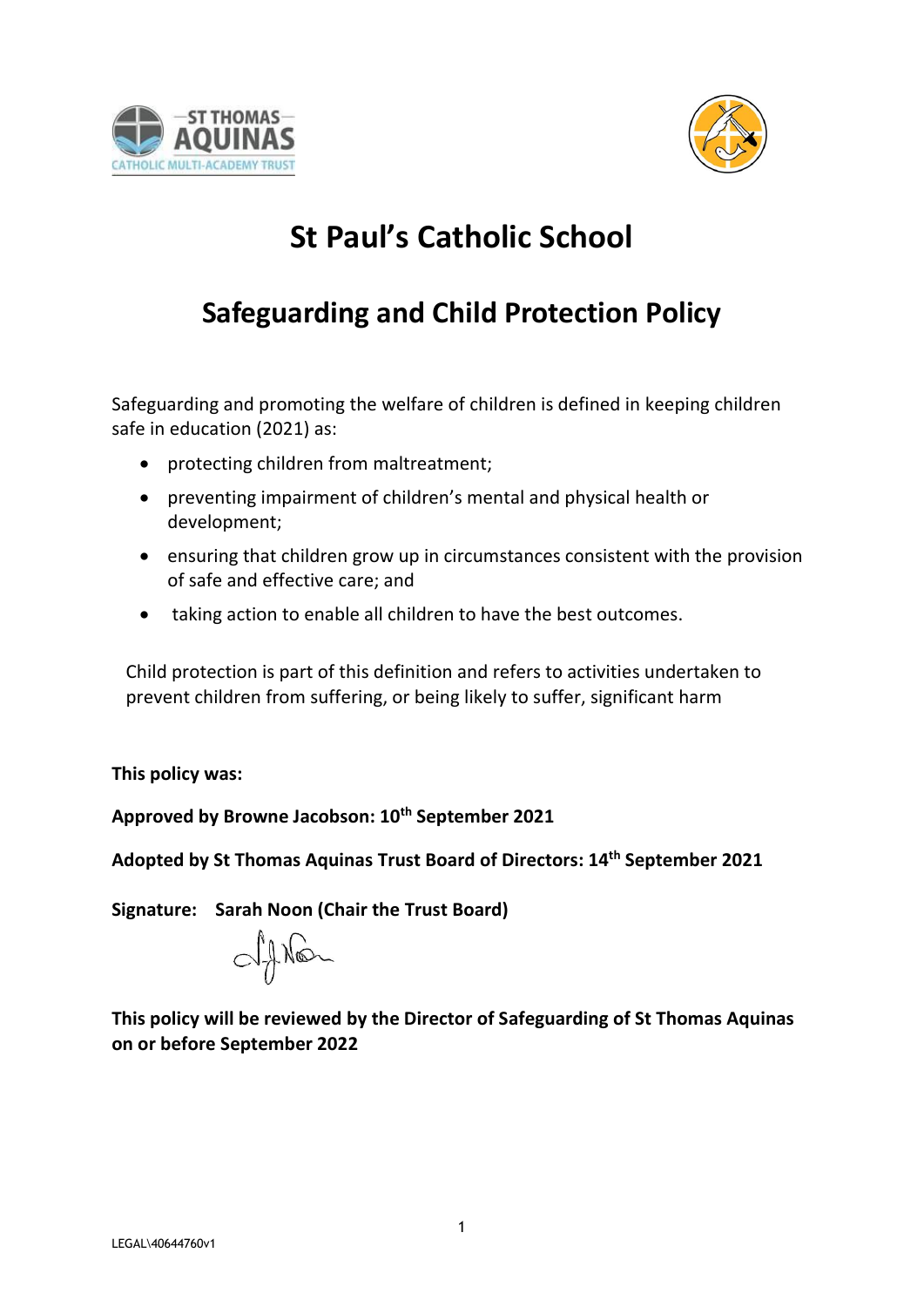# St Paul's Catholic School

## Safeguarding and Child Protection Policy

Safeguarding and promoting the welfare of children is defined in keeping children safe in education (2021) as:

- protecting children from maltreatment;
- preventing impairment of children's mental and physical health or development;
- ensuring that children grow up in circumstances consistent with the provision of safe and effective care; and
- taking action to enable all children to have the best outcomes.

Child protection is part of this definition and refers to activities undertaken to prevent children from suffering, or being likely to suffer, significant harm

**This policy was:**

**Approved by Browne Jacobson: 10th September 2021**

**Adopted by St Thomas Aquinas Trust Board of Directors: 14th September 2021**

**Signature: Sarah Noon (Chair the Trust Board)**

**This policy will be reviewed by the Director of Safeguarding of St Thomas Aquinas on or before September 2022**

LEGAL\40644760v1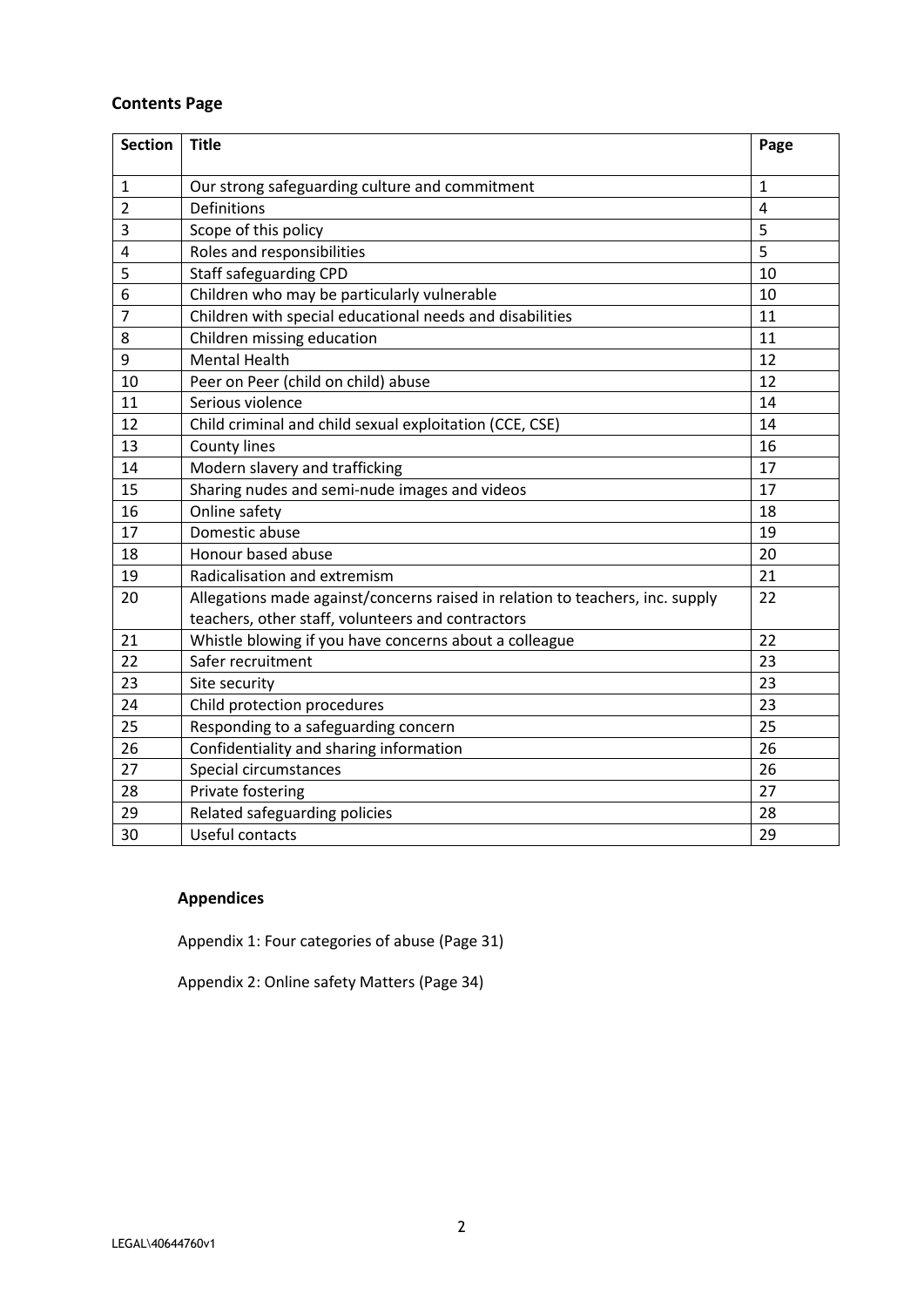**Contents Page**

| Section | Title | Page |
|---|---|---|
| 1 | Our strong safeguarding culture and commitment | 1 |
| 2 | Definitions | 4 |
| 3 | Scope of this policy | 5 |
| 4 | Roles and responsibilities | 5 |
| 5 | Staff safeguarding CPD | 10 |
| 6 | Children who may be particularly vulnerable | 10 |
| 7 | Children with special educational needs and disabilities | 11 |
| 8 | Children missing education | 11 |
| 9 | Mental Health | 12 |
| 10 | Peer on Peer (child on child) abuse | 12 |
| 11 | Serious violence | 14 |
| 12 | Child criminal and child sexual exploitation (CCE, CSE) | 14 |
| 13 | County lines | 16 |
| 14 | Modern slavery and trafficking | 17 |
| 15 | Sharing nudes and semi-nude images and videos | 17 |
| 16 | Online safety | 18 |
| 17 | Domestic abuse | 19 |
| 18 | Honour based abuse | 20 |
| 19 | Radicalisation and extremism | 21 |
| 20 | Allegations made against/concerns raised in relation to teachers, inc. supply teachers, other staff, volunteers and contractors | 22 |
| 21 | Whistle blowing if you have concerns about a colleague | 22 |
| 22 | Safer recruitment | 23 |
| 23 | Site security | 23 |
| 24 | Child protection procedures | 23 |
| 25 | Responding to a safeguarding concern | 25 |
| 26 | Confidentiality and sharing information | 26 |
| 27 | Special circumstances | 26 |
| 28 | Private fostering | 27 |
| 29 | Related safeguarding policies | 28 |
| 30 | Useful contacts | 29 |

**Appendices**

Appendix 1: Four categories of abuse (Page 31)

Appendix 2: Online safety Matters (Page 34)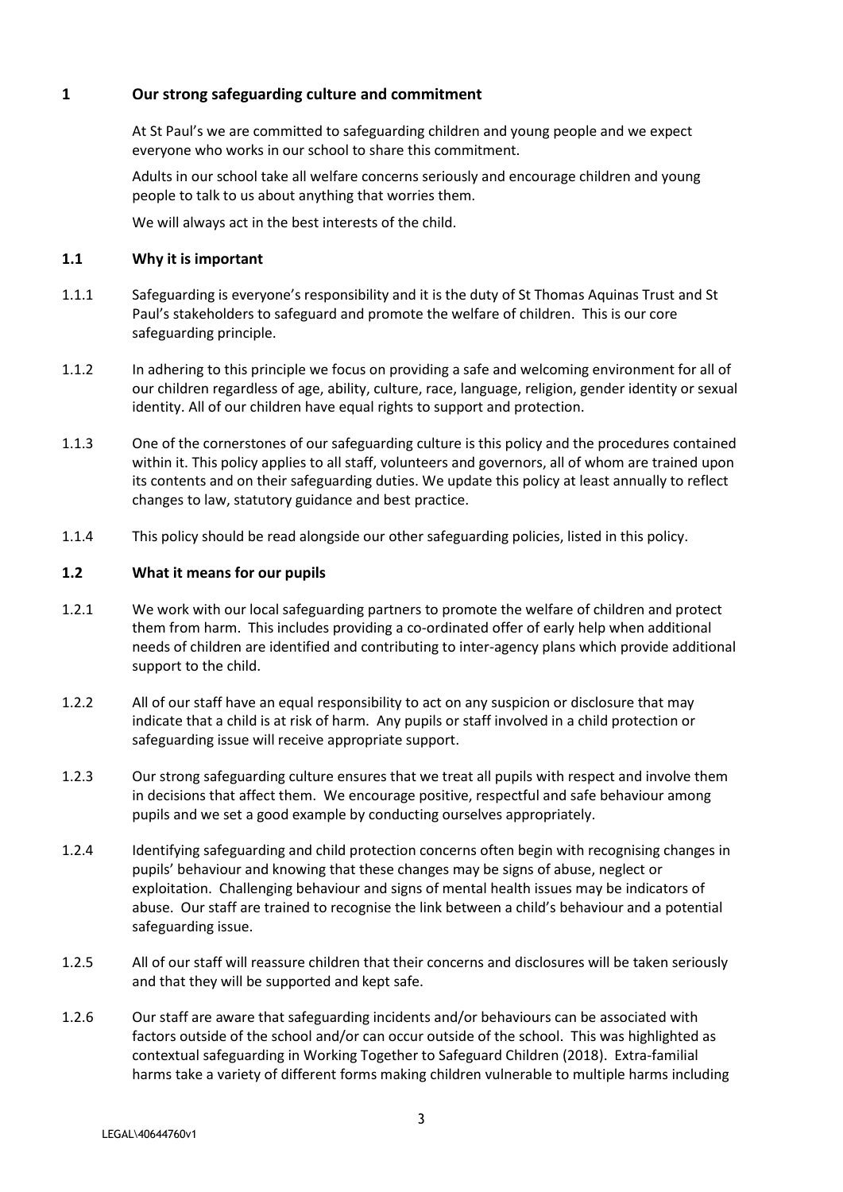## 1 Our strong safeguarding culture and commitment

At St Paul's we are committed to safeguarding children and young people and we expect everyone who works in our school to share this commitment.

Adults in our school take all welfare concerns seriously and encourage children and young people to talk to us about anything that worries them.

We will always act in the best interests of the child.

### 1.1 Why it is important

1.1.1 Safeguarding is everyone's responsibility and it is the duty of St Thomas Aquinas Trust and St Paul's stakeholders to safeguard and promote the welfare of children. This is our core safeguarding principle.

1.1.2 In adhering to this principle we focus on providing a safe and welcoming environment for all of our children regardless of age, ability, culture, race, language, religion, gender identity or sexual identity. All of our children have equal rights to support and protection.

1.1.3 One of the cornerstones of our safeguarding culture is this policy and the procedures contained within it. This policy applies to all staff, volunteers and governors, all of whom are trained upon its contents and on their safeguarding duties. We update this policy at least annually to reflect changes to law, statutory guidance and best practice.

1.1.4 This policy should be read alongside our other safeguarding policies, listed in this policy.

### 1.2 What it means for our pupils

1.2.1 We work with our local safeguarding partners to promote the welfare of children and protect them from harm. This includes providing a co-ordinated offer of early help when additional needs of children are identified and contributing to inter-agency plans which provide additional support to the child.

1.2.2 All of our staff have an equal responsibility to act on any suspicion or disclosure that may indicate that a child is at risk of harm. Any pupils or staff involved in a child protection or safeguarding issue will receive appropriate support.

1.2.3 Our strong safeguarding culture ensures that we treat all pupils with respect and involve them in decisions that affect them. We encourage positive, respectful and safe behaviour among pupils and we set a good example by conducting ourselves appropriately.

1.2.4 Identifying safeguarding and child protection concerns often begin with recognising changes in pupils' behaviour and knowing that these changes may be signs of abuse, neglect or exploitation. Challenging behaviour and signs of mental health issues may be indicators of abuse. Our staff are trained to recognise the link between a child's behaviour and a potential safeguarding issue.

1.2.5 All of our staff will reassure children that their concerns and disclosures will be taken seriously and that they will be supported and kept safe.

1.2.6 Our staff are aware that safeguarding incidents and/or behaviours can be associated with factors outside of the school and/or can occur outside of the school. This was highlighted as contextual safeguarding in Working Together to Safeguard Children (2018). Extra-familial harms take a variety of different forms making children vulnerable to multiple harms including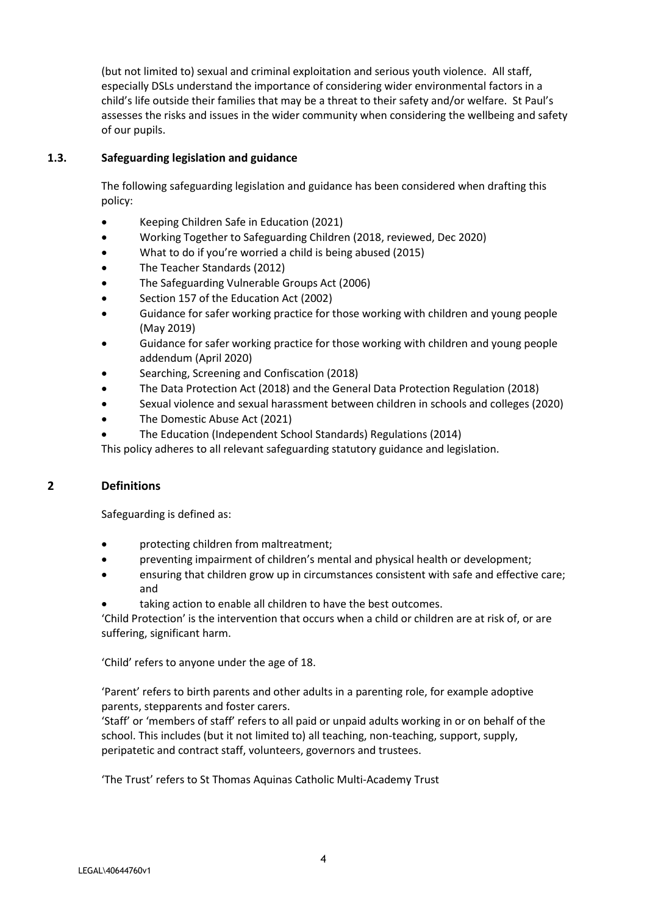(but not limited to) sexual and criminal exploitation and serious youth violence. All staff, especially DSLs understand the importance of considering wider environmental factors in a child's life outside their families that may be a threat to their safety and/or welfare. St Paul's assesses the risks and issues in the wider community when considering the wellbeing and safety of our pupils.

### 1.3. Safeguarding legislation and guidance

The following safeguarding legislation and guidance has been considered when drafting this policy:

- Keeping Children Safe in Education (2021)
- Working Together to Safeguarding Children (2018, reviewed, Dec 2020)
- What to do if you're worried a child is being abused (2015)
- The Teacher Standards (2012)
- The Safeguarding Vulnerable Groups Act (2006)
- Section 157 of the Education Act (2002)
- Guidance for safer working practice for those working with children and young people (May 2019)
- Guidance for safer working practice for those working with children and young people addendum (April 2020)
- Searching, Screening and Confiscation (2018)
- The Data Protection Act (2018) and the General Data Protection Regulation (2018)
- Sexual violence and sexual harassment between children in schools and colleges (2020)
- The Domestic Abuse Act (2021)
- The Education (Independent School Standards) Regulations (2014)

This policy adheres to all relevant safeguarding statutory guidance and legislation.

## 2 Definitions

Safeguarding is defined as:

- protecting children from maltreatment;
- preventing impairment of children's mental and physical health or development;
- ensuring that children grow up in circumstances consistent with safe and effective care; and
- taking action to enable all children to have the best outcomes.

'Child Protection' is the intervention that occurs when a child or children are at risk of, or are suffering, significant harm.

'Child' refers to anyone under the age of 18.

'Parent' refers to birth parents and other adults in a parenting role, for example adoptive parents, stepparents and foster carers.

'Staff' or 'members of staff' refers to all paid or unpaid adults working in or on behalf of the school. This includes (but it not limited to) all teaching, non-teaching, support, supply, peripatetic and contract staff, volunteers, governors and trustees.

'The Trust' refers to St Thomas Aquinas Catholic Multi-Academy Trust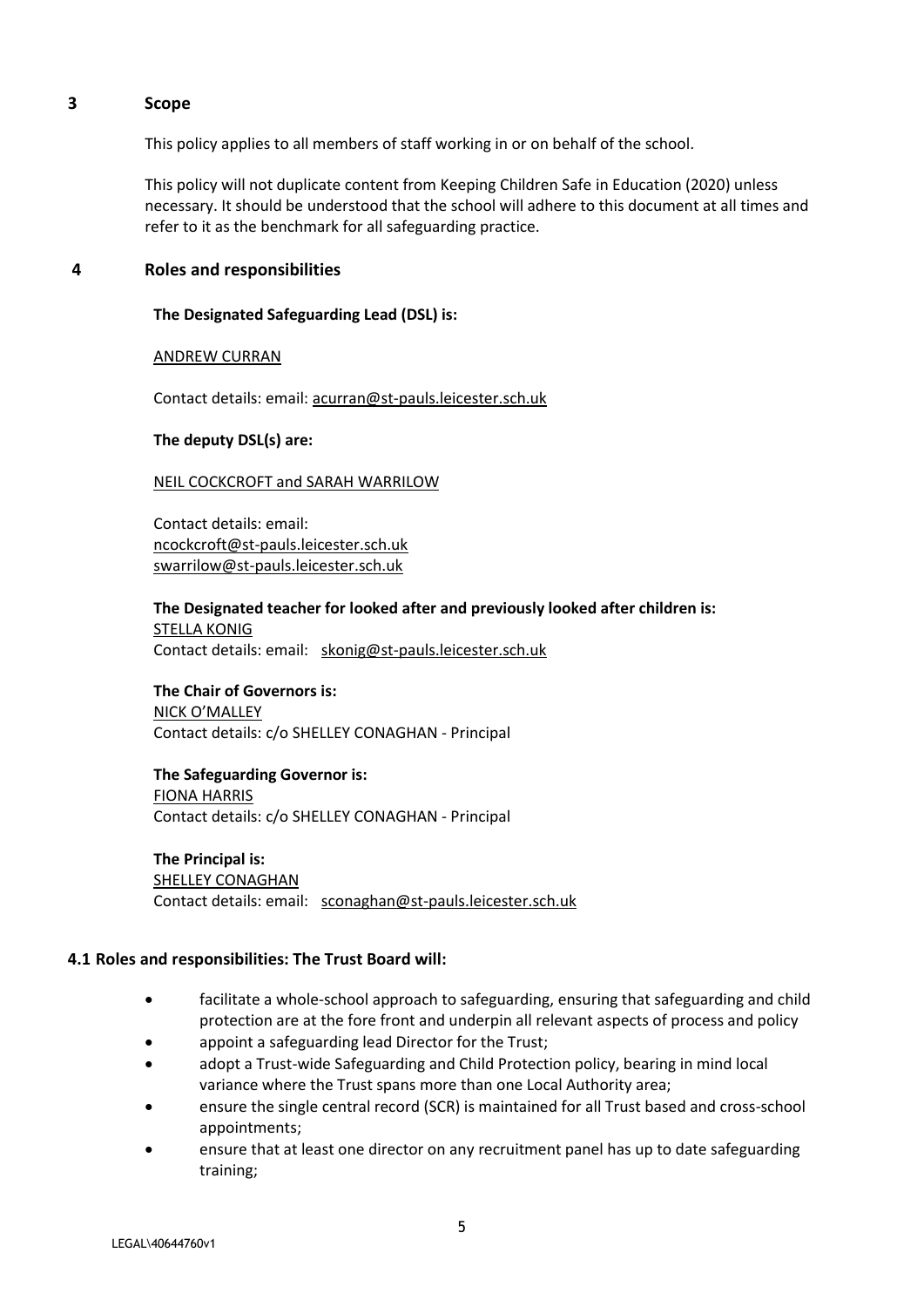## 3 Scope

This policy applies to all members of staff working in or on behalf of the school.

This policy will not duplicate content from Keeping Children Safe in Education (2020) unless necessary. It should be understood that the school will adhere to this document at all times and refer to it as the benchmark for all safeguarding practice.

## 4 Roles and responsibilities

**The Designated Safeguarding Lead (DSL) is:**

ANDREW CURRAN

Contact details: email: acurran@st-pauls.leicester.sch.uk

**The deputy DSL(s) are:**

NEIL COCKCROFT and SARAH WARRILOW

Contact details: email:
ncockcroft@st-pauls.leicester.sch.uk
swarrilow@st-pauls.leicester.sch.uk

**The Designated teacher for looked after and previously looked after children is:**
STELLA KONIG
Contact details: email: skonig@st-pauls.leicester.sch.uk

**The Chair of Governors is:**
NICK O'MALLEY
Contact details: c/o SHELLEY CONAGHAN - Principal

**The Safeguarding Governor is:**
FIONA HARRIS
Contact details: c/o SHELLEY CONAGHAN - Principal

**The Principal is:**
SHELLEY CONAGHAN
Contact details: email: sconaghan@st-pauls.leicester.sch.uk

### 4.1 Roles and responsibilities: The Trust Board will:

- facilitate a whole-school approach to safeguarding, ensuring that safeguarding and child protection are at the fore front and underpin all relevant aspects of process and policy
- appoint a safeguarding lead Director for the Trust;
- adopt a Trust-wide Safeguarding and Child Protection policy, bearing in mind local variance where the Trust spans more than one Local Authority area;
- ensure the single central record (SCR) is maintained for all Trust based and cross-school appointments;
- ensure that at least one director on any recruitment panel has up to date safeguarding training;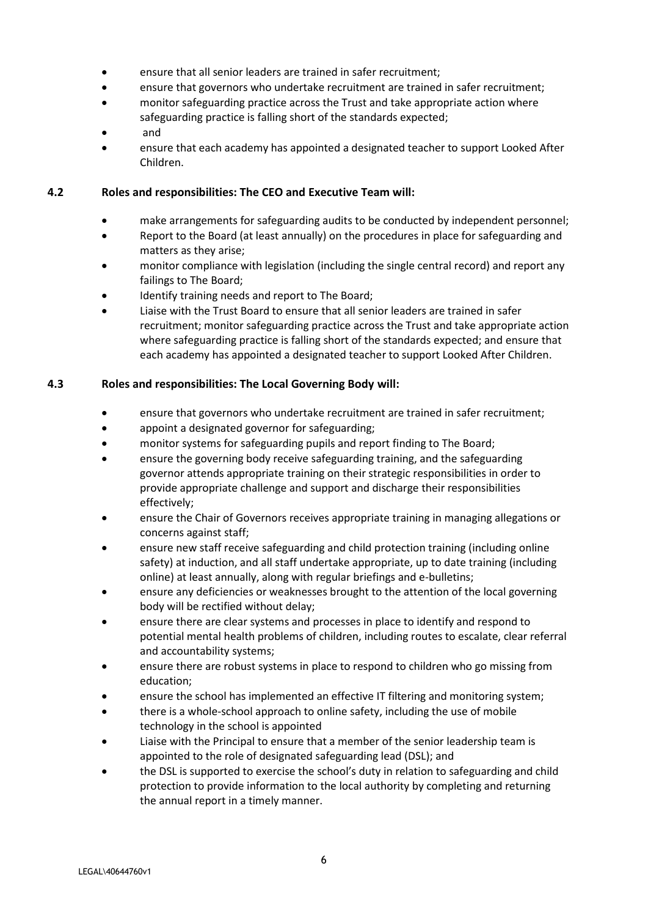- ensure that all senior leaders are trained in safer recruitment;
- ensure that governors who undertake recruitment are trained in safer recruitment;
- monitor safeguarding practice across the Trust and take appropriate action where safeguarding practice is falling short of the standards expected;
- and
- ensure that each academy has appointed a designated teacher to support Looked After Children.

### 4.2 Roles and responsibilities: The CEO and Executive Team will:

- make arrangements for safeguarding audits to be conducted by independent personnel;
- Report to the Board (at least annually) on the procedures in place for safeguarding and matters as they arise;
- monitor compliance with legislation (including the single central record) and report any failings to The Board;
- Identify training needs and report to The Board;
- Liaise with the Trust Board to ensure that all senior leaders are trained in safer recruitment; monitor safeguarding practice across the Trust and take appropriate action where safeguarding practice is falling short of the standards expected; and ensure that each academy has appointed a designated teacher to support Looked After Children.

### 4.3 Roles and responsibilities: The Local Governing Body will:

- ensure that governors who undertake recruitment are trained in safer recruitment;
- appoint a designated governor for safeguarding;
- monitor systems for safeguarding pupils and report finding to The Board;
- ensure the governing body receive safeguarding training, and the safeguarding governor attends appropriate training on their strategic responsibilities in order to provide appropriate challenge and support and discharge their responsibilities effectively;
- ensure the Chair of Governors receives appropriate training in managing allegations or concerns against staff;
- ensure new staff receive safeguarding and child protection training (including online safety) at induction, and all staff undertake appropriate, up to date training (including online) at least annually, along with regular briefings and e-bulletins;
- ensure any deficiencies or weaknesses brought to the attention of the local governing body will be rectified without delay;
- ensure there are clear systems and processes in place to identify and respond to potential mental health problems of children, including routes to escalate, clear referral and accountability systems;
- ensure there are robust systems in place to respond to children who go missing from education;
- ensure the school has implemented an effective IT filtering and monitoring system;
- there is a whole-school approach to online safety, including the use of mobile technology in the school is appointed
- Liaise with the Principal to ensure that a member of the senior leadership team is appointed to the role of designated safeguarding lead (DSL); and
- the DSL is supported to exercise the school's duty in relation to safeguarding and child protection to provide information to the local authority by completing and returning the annual report in a timely manner.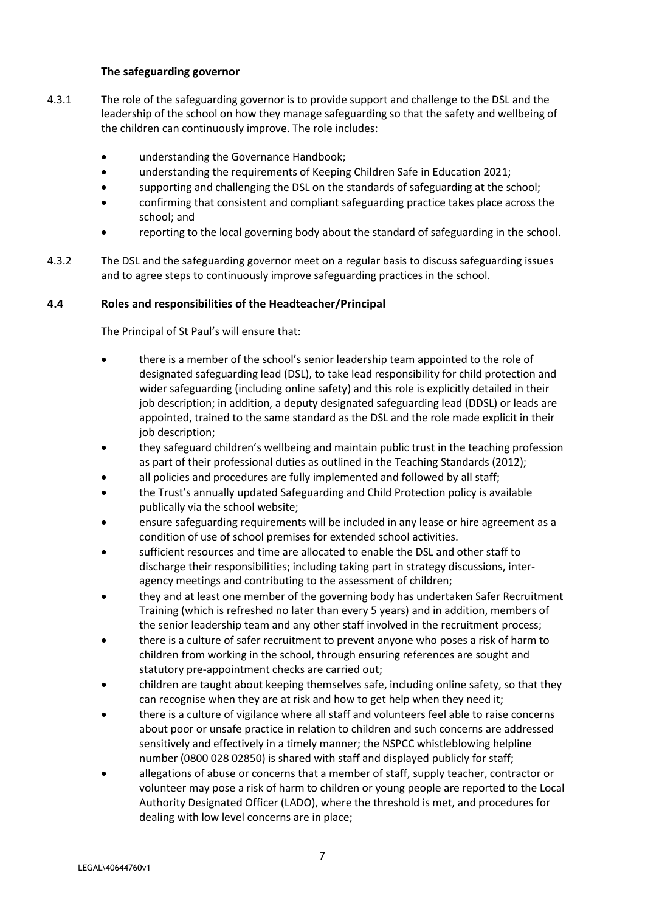### The safeguarding governor

4.3.1 The role of the safeguarding governor is to provide support and challenge to the DSL and the leadership of the school on how they manage safeguarding so that the safety and wellbeing of the children can continuously improve. The role includes:

- understanding the Governance Handbook;
- understanding the requirements of Keeping Children Safe in Education 2021;
- supporting and challenging the DSL on the standards of safeguarding at the school;
- confirming that consistent and compliant safeguarding practice takes place across the school; and
- reporting to the local governing body about the standard of safeguarding in the school.

4.3.2 The DSL and the safeguarding governor meet on a regular basis to discuss safeguarding issues and to agree steps to continuously improve safeguarding practices in the school.

### 4.4 Roles and responsibilities of the Headteacher/Principal

The Principal of St Paul's will ensure that:

- there is a member of the school's senior leadership team appointed to the role of designated safeguarding lead (DSL), to take lead responsibility for child protection and wider safeguarding (including online safety) and this role is explicitly detailed in their job description; in addition, a deputy designated safeguarding lead (DDSL) or leads are appointed, trained to the same standard as the DSL and the role made explicit in their job description;
- they safeguard children's wellbeing and maintain public trust in the teaching profession as part of their professional duties as outlined in the Teaching Standards (2012);
- all policies and procedures are fully implemented and followed by all staff;
- the Trust's annually updated Safeguarding and Child Protection policy is available publically via the school website;
- ensure safeguarding requirements will be included in any lease or hire agreement as a condition of use of school premises for extended school activities.
- sufficient resources and time are allocated to enable the DSL and other staff to discharge their responsibilities; including taking part in strategy discussions, inter-agency meetings and contributing to the assessment of children;
- they and at least one member of the governing body has undertaken Safer Recruitment Training (which is refreshed no later than every 5 years) and in addition, members of the senior leadership team and any other staff involved in the recruitment process;
- there is a culture of safer recruitment to prevent anyone who poses a risk of harm to children from working in the school, through ensuring references are sought and statutory pre-appointment checks are carried out;
- children are taught about keeping themselves safe, including online safety, so that they can recognise when they are at risk and how to get help when they need it;
- there is a culture of vigilance where all staff and volunteers feel able to raise concerns about poor or unsafe practice in relation to children and such concerns are addressed sensitively and effectively in a timely manner; the NSPCC whistleblowing helpline number (0800 028 02850) is shared with staff and displayed publicly for staff;
- allegations of abuse or concerns that a member of staff, supply teacher, contractor or volunteer may pose a risk of harm to children or young people are reported to the Local Authority Designated Officer (LADO), where the threshold is met, and procedures for dealing with low level concerns are in place;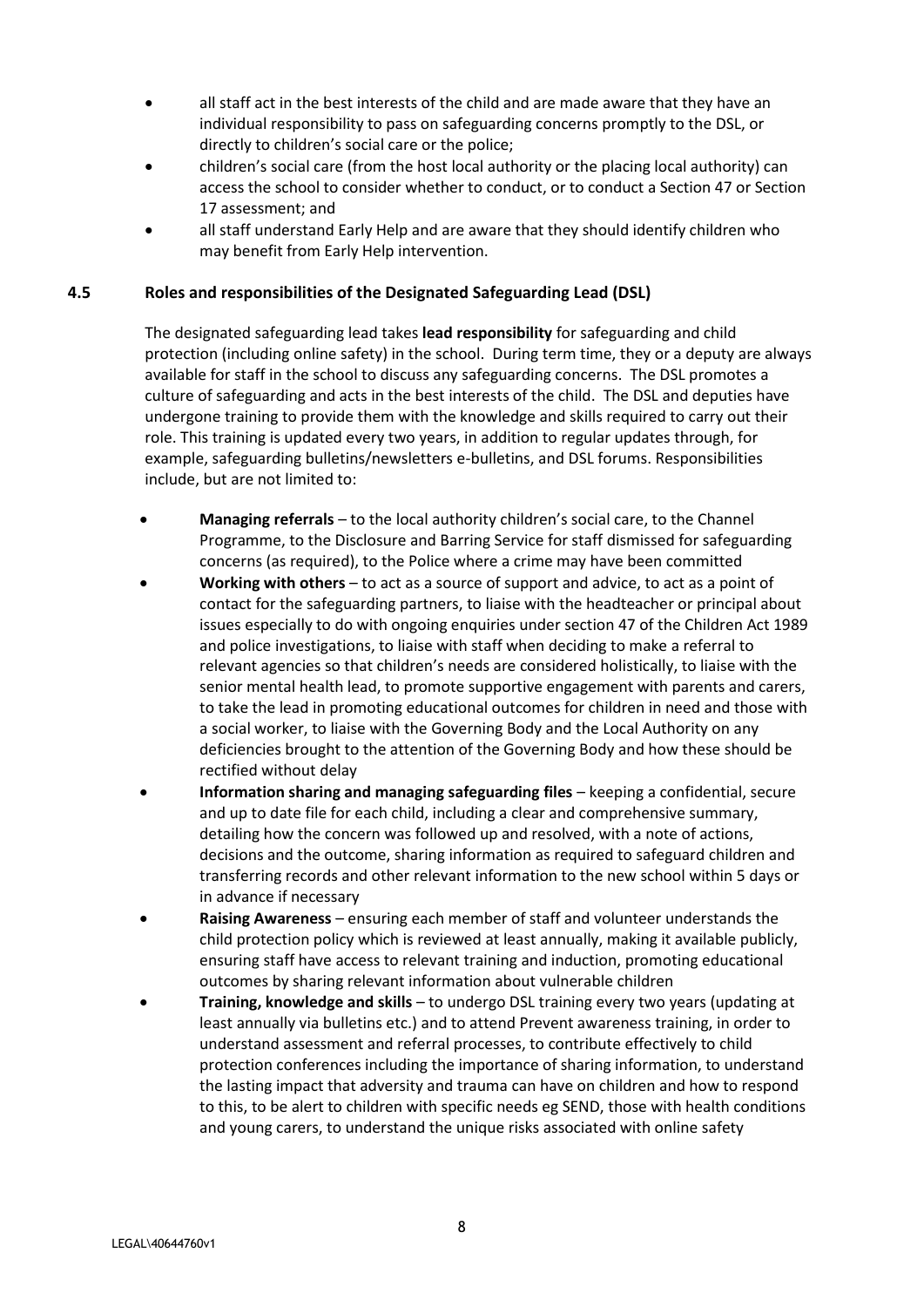- all staff act in the best interests of the child and are made aware that they have an individual responsibility to pass on safeguarding concerns promptly to the DSL, or directly to children's social care or the police;
- children's social care (from the host local authority or the placing local authority) can access the school to consider whether to conduct, or to conduct a Section 47 or Section 17 assessment; and
- all staff understand Early Help and are aware that they should identify children who may benefit from Early Help intervention.

### 4.5 Roles and responsibilities of the Designated Safeguarding Lead (DSL)

The designated safeguarding lead takes **lead responsibility** for safeguarding and child protection (including online safety) in the school. During term time, they or a deputy are always available for staff in the school to discuss any safeguarding concerns. The DSL promotes a culture of safeguarding and acts in the best interests of the child. The DSL and deputies have undergone training to provide them with the knowledge and skills required to carry out their role. This training is updated every two years, in addition to regular updates through, for example, safeguarding bulletins/newsletters e-bulletins, and DSL forums. Responsibilities include, but are not limited to:

- **Managing referrals** – to the local authority children's social care, to the Channel Programme, to the Disclosure and Barring Service for staff dismissed for safeguarding concerns (as required), to the Police where a crime may have been committed
- **Working with others** – to act as a source of support and advice, to act as a point of contact for the safeguarding partners, to liaise with the headteacher or principal about issues especially to do with ongoing enquiries under section 47 of the Children Act 1989 and police investigations, to liaise with staff when deciding to make a referral to relevant agencies so that children's needs are considered holistically, to liaise with the senior mental health lead, to promote supportive engagement with parents and carers, to take the lead in promoting educational outcomes for children in need and those with a social worker, to liaise with the Governing Body and the Local Authority on any deficiencies brought to the attention of the Governing Body and how these should be rectified without delay
- **Information sharing and managing safeguarding files** – keeping a confidential, secure and up to date file for each child, including a clear and comprehensive summary, detailing how the concern was followed up and resolved, with a note of actions, decisions and the outcome, sharing information as required to safeguard children and transferring records and other relevant information to the new school within 5 days or in advance if necessary
- **Raising Awareness** – ensuring each member of staff and volunteer understands the child protection policy which is reviewed at least annually, making it available publicly, ensuring staff have access to relevant training and induction, promoting educational outcomes by sharing relevant information about vulnerable children
- **Training, knowledge and skills** – to undergo DSL training every two years (updating at least annually via bulletins etc.) and to attend Prevent awareness training, in order to understand assessment and referral processes, to contribute effectively to child protection conferences including the importance of sharing information, to understand the lasting impact that adversity and trauma can have on children and how to respond to this, to be alert to children with specific needs eg SEND, those with health conditions and young carers, to understand the unique risks associated with online safety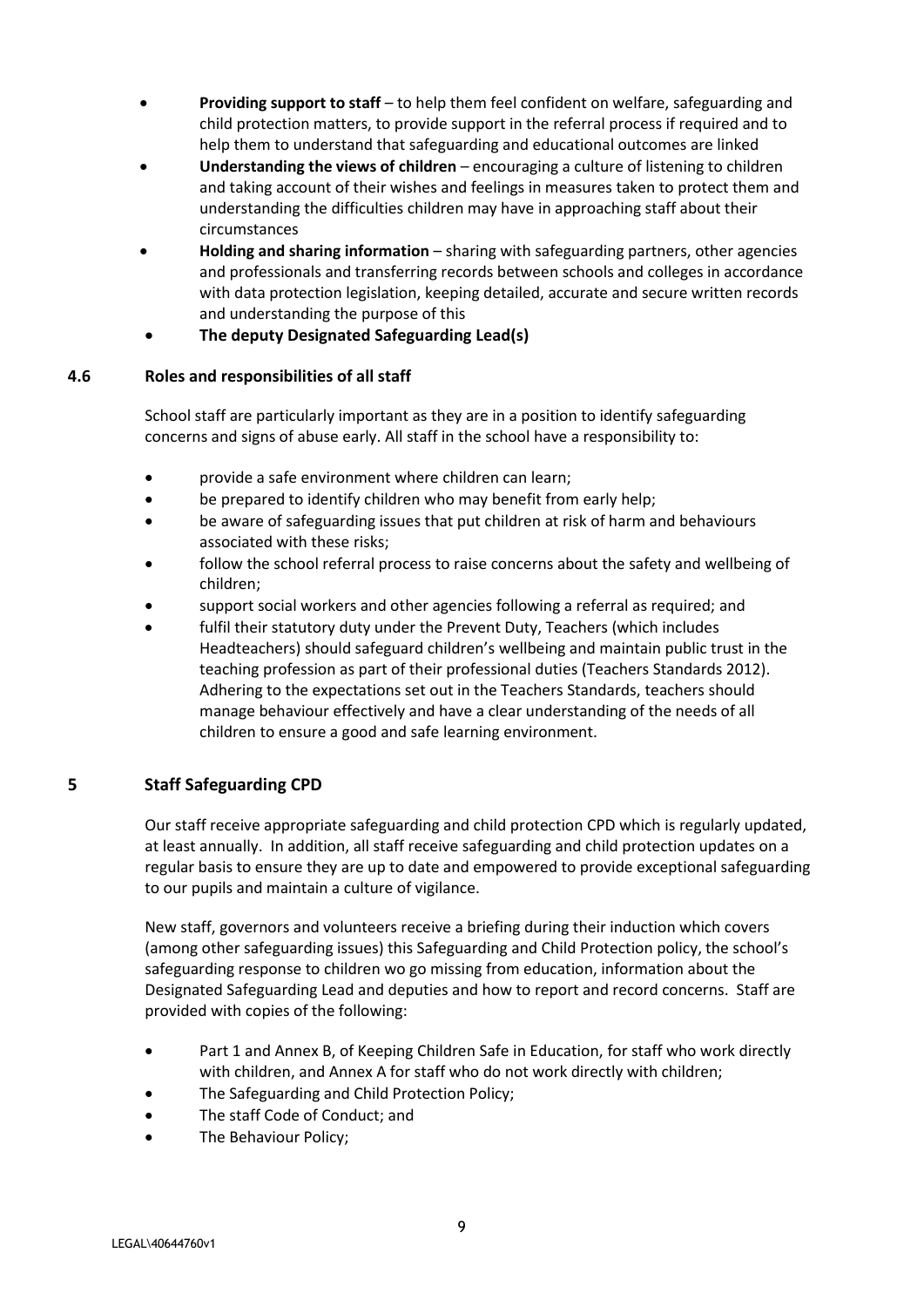- **Providing support to staff** – to help them feel confident on welfare, safeguarding and child protection matters, to provide support in the referral process if required and to help them to understand that safeguarding and educational outcomes are linked
- **Understanding the views of children** – encouraging a culture of listening to children and taking account of their wishes and feelings in measures taken to protect them and understanding the difficulties children may have in approaching staff about their circumstances
- **Holding and sharing information** – sharing with safeguarding partners, other agencies and professionals and transferring records between schools and colleges in accordance with data protection legislation, keeping detailed, accurate and secure written records and understanding the purpose of this
- **The deputy Designated Safeguarding Lead(s)**

### 4.6 Roles and responsibilities of all staff

School staff are particularly important as they are in a position to identify safeguarding concerns and signs of abuse early. All staff in the school have a responsibility to:

- provide a safe environment where children can learn;
- be prepared to identify children who may benefit from early help;
- be aware of safeguarding issues that put children at risk of harm and behaviours associated with these risks;
- follow the school referral process to raise concerns about the safety and wellbeing of children;
- support social workers and other agencies following a referral as required; and
- fulfil their statutory duty under the Prevent Duty, Teachers (which includes Headteachers) should safeguard children's wellbeing and maintain public trust in the teaching profession as part of their professional duties (Teachers Standards 2012). Adhering to the expectations set out in the Teachers Standards, teachers should manage behaviour effectively and have a clear understanding of the needs of all children to ensure a good and safe learning environment.

## 5 Staff Safeguarding CPD

Our staff receive appropriate safeguarding and child protection CPD which is regularly updated, at least annually. In addition, all staff receive safeguarding and child protection updates on a regular basis to ensure they are up to date and empowered to provide exceptional safeguarding to our pupils and maintain a culture of vigilance.

New staff, governors and volunteers receive a briefing during their induction which covers (among other safeguarding issues) this Safeguarding and Child Protection policy, the school's safeguarding response to children wo go missing from education, information about the Designated Safeguarding Lead and deputies and how to report and record concerns. Staff are provided with copies of the following:

- Part 1 and Annex B, of Keeping Children Safe in Education, for staff who work directly with children, and Annex A for staff who do not work directly with children;
- The Safeguarding and Child Protection Policy;
- The staff Code of Conduct; and
- The Behaviour Policy;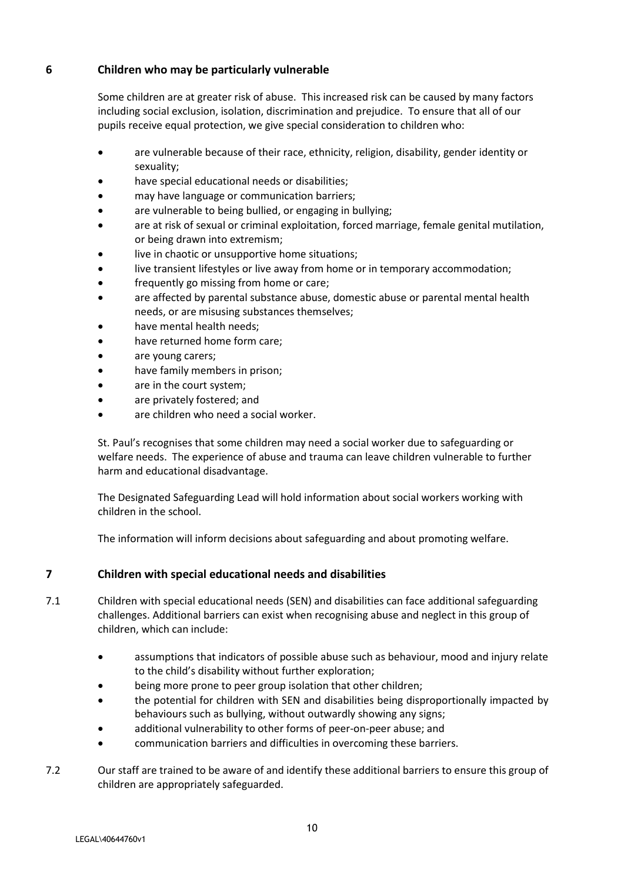## 6 Children who may be particularly vulnerable

Some children are at greater risk of abuse. This increased risk can be caused by many factors including social exclusion, isolation, discrimination and prejudice. To ensure that all of our pupils receive equal protection, we give special consideration to children who:

- are vulnerable because of their race, ethnicity, religion, disability, gender identity or sexuality;
- have special educational needs or disabilities;
- may have language or communication barriers;
- are vulnerable to being bullied, or engaging in bullying;
- are at risk of sexual or criminal exploitation, forced marriage, female genital mutilation, or being drawn into extremism;
- live in chaotic or unsupportive home situations;
- live transient lifestyles or live away from home or in temporary accommodation;
- frequently go missing from home or care;
- are affected by parental substance abuse, domestic abuse or parental mental health needs, or are misusing substances themselves;
- have mental health needs;
- have returned home form care;
- are young carers;
- have family members in prison;
- are in the court system;
- are privately fostered; and
- are children who need a social worker.

St. Paul's recognises that some children may need a social worker due to safeguarding or welfare needs. The experience of abuse and trauma can leave children vulnerable to further harm and educational disadvantage.

The Designated Safeguarding Lead will hold information about social workers working with children in the school.

The information will inform decisions about safeguarding and about promoting welfare.

## 7 Children with special educational needs and disabilities

7.1 Children with special educational needs (SEN) and disabilities can face additional safeguarding challenges. Additional barriers can exist when recognising abuse and neglect in this group of children, which can include:

- assumptions that indicators of possible abuse such as behaviour, mood and injury relate to the child's disability without further exploration;
- being more prone to peer group isolation that other children;
- the potential for children with SEN and disabilities being disproportionally impacted by behaviours such as bullying, without outwardly showing any signs;
- additional vulnerability to other forms of peer-on-peer abuse; and
- communication barriers and difficulties in overcoming these barriers.

7.2 Our staff are trained to be aware of and identify these additional barriers to ensure this group of children are appropriately safeguarded.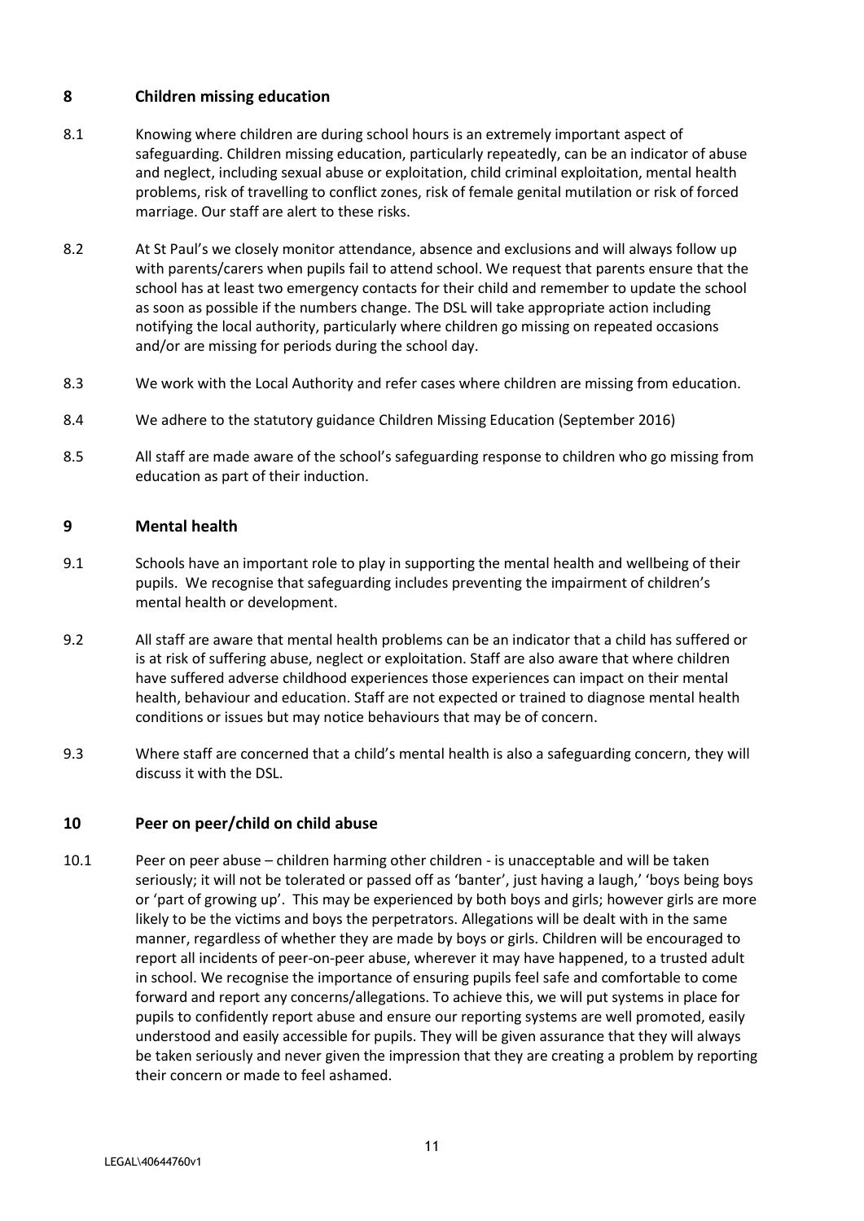## 8 Children missing education

8.1 Knowing where children are during school hours is an extremely important aspect of safeguarding. Children missing education, particularly repeatedly, can be an indicator of abuse and neglect, including sexual abuse or exploitation, child criminal exploitation, mental health problems, risk of travelling to conflict zones, risk of female genital mutilation or risk of forced marriage. Our staff are alert to these risks.

8.2 At St Paul's we closely monitor attendance, absence and exclusions and will always follow up with parents/carers when pupils fail to attend school. We request that parents ensure that the school has at least two emergency contacts for their child and remember to update the school as soon as possible if the numbers change. The DSL will take appropriate action including notifying the local authority, particularly where children go missing on repeated occasions and/or are missing for periods during the school day.

8.3 We work with the Local Authority and refer cases where children are missing from education.

8.4 We adhere to the statutory guidance Children Missing Education (September 2016)

8.5 All staff are made aware of the school's safeguarding response to children who go missing from education as part of their induction.

## 9 Mental health

9.1 Schools have an important role to play in supporting the mental health and wellbeing of their pupils. We recognise that safeguarding includes preventing the impairment of children's mental health or development.

9.2 All staff are aware that mental health problems can be an indicator that a child has suffered or is at risk of suffering abuse, neglect or exploitation. Staff are also aware that where children have suffered adverse childhood experiences those experiences can impact on their mental health, behaviour and education. Staff are not expected or trained to diagnose mental health conditions or issues but may notice behaviours that may be of concern.

9.3 Where staff are concerned that a child's mental health is also a safeguarding concern, they will discuss it with the DSL.

## 10 Peer on peer/child on child abuse

10.1 Peer on peer abuse – children harming other children - is unacceptable and will be taken seriously; it will not be tolerated or passed off as 'banter', just having a laugh,' 'boys being boys or 'part of growing up'. This may be experienced by both boys and girls; however girls are more likely to be the victims and boys the perpetrators. Allegations will be dealt with in the same manner, regardless of whether they are made by boys or girls. Children will be encouraged to report all incidents of peer-on-peer abuse, wherever it may have happened, to a trusted adult in school. We recognise the importance of ensuring pupils feel safe and comfortable to come forward and report any concerns/allegations. To achieve this, we will put systems in place for pupils to confidently report abuse and ensure our reporting systems are well promoted, easily understood and easily accessible for pupils. They will be given assurance that they will always be taken seriously and never given the impression that they are creating a problem by reporting their concern or made to feel ashamed.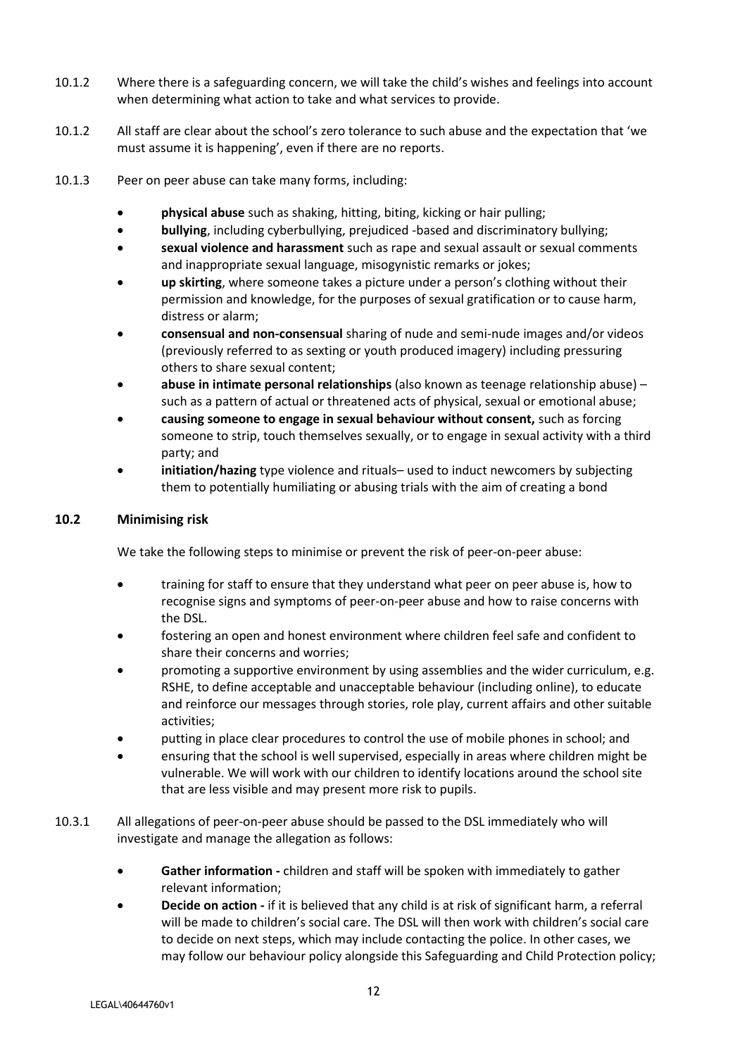10.1.2 Where there is a safeguarding concern, we will take the child's wishes and feelings into account when determining what action to take and what services to provide.

10.1.2 All staff are clear about the school's zero tolerance to such abuse and the expectation that 'we must assume it is happening', even if there are no reports.

10.1.3 Peer on peer abuse can take many forms, including:

- **physical abuse** such as shaking, hitting, biting, kicking or hair pulling;
- **bullying**, including cyberbullying, prejudiced -based and discriminatory bullying;
- **sexual violence and harassment** such as rape and sexual assault or sexual comments and inappropriate sexual language, misogynistic remarks or jokes;
- **up skirting**, where someone takes a picture under a person's clothing without their permission and knowledge, for the purposes of sexual gratification or to cause harm, distress or alarm;
- **consensual and non-consensual** sharing of nude and semi-nude images and/or videos (previously referred to as sexting or youth produced imagery) including pressuring others to share sexual content;
- **abuse in intimate personal relationships** (also known as teenage relationship abuse) – such as a pattern of actual or threatened acts of physical, sexual or emotional abuse;
- **causing someone to engage in sexual behaviour without consent,** such as forcing someone to strip, touch themselves sexually, or to engage in sexual activity with a third party; and
- **initiation/hazing** type violence and rituals– used to induct newcomers by subjecting them to potentially humiliating or abusing trials with the aim of creating a bond

### 10.2 Minimising risk

We take the following steps to minimise or prevent the risk of peer-on-peer abuse:

- training for staff to ensure that they understand what peer on peer abuse is, how to recognise signs and symptoms of peer-on-peer abuse and how to raise concerns with the DSL.
- fostering an open and honest environment where children feel safe and confident to share their concerns and worries;
- promoting a supportive environment by using assemblies and the wider curriculum, e.g. RSHE, to define acceptable and unacceptable behaviour (including online), to educate and reinforce our messages through stories, role play, current affairs and other suitable activities;
- putting in place clear procedures to control the use of mobile phones in school; and
- ensuring that the school is well supervised, especially in areas where children might be vulnerable. We will work with our children to identify locations around the school site that are less visible and may present more risk to pupils.

10.3.1 All allegations of peer-on-peer abuse should be passed to the DSL immediately who will investigate and manage the allegation as follows:

- **Gather information -** children and staff will be spoken with immediately to gather relevant information;
- **Decide on action -** if it is believed that any child is at risk of significant harm, a referral will be made to children's social care. The DSL will then work with children's social care to decide on next steps, which may include contacting the police. In other cases, we may follow our behaviour policy alongside this Safeguarding and Child Protection policy;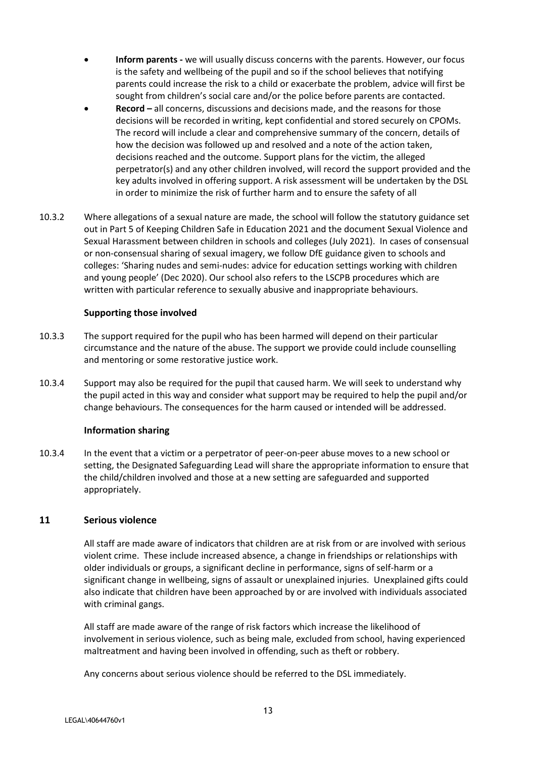- **Inform parents -** we will usually discuss concerns with the parents. However, our focus is the safety and wellbeing of the pupil and so if the school believes that notifying parents could increase the risk to a child or exacerbate the problem, advice will first be sought from children's social care and/or the police before parents are contacted.
- **Record –** all concerns, discussions and decisions made, and the reasons for those decisions will be recorded in writing, kept confidential and stored securely on CPOMs. The record will include a clear and comprehensive summary of the concern, details of how the decision was followed up and resolved and a note of the action taken, decisions reached and the outcome. Support plans for the victim, the alleged perpetrator(s) and any other children involved, will record the support provided and the key adults involved in offering support. A risk assessment will be undertaken by the DSL in order to minimize the risk of further harm and to ensure the safety of all

10.3.2 Where allegations of a sexual nature are made, the school will follow the statutory guidance set out in Part 5 of Keeping Children Safe in Education 2021 and the document Sexual Violence and Sexual Harassment between children in schools and colleges (July 2021). In cases of consensual or non-consensual sharing of sexual imagery, we follow DfE guidance given to schools and colleges: 'Sharing nudes and semi-nudes: advice for education settings working with children and young people' (Dec 2020). Our school also refers to the LSCPB procedures which are written with particular reference to sexually abusive and inappropriate behaviours.

**Supporting those involved**

10.3.3 The support required for the pupil who has been harmed will depend on their particular circumstance and the nature of the abuse. The support we provide could include counselling and mentoring or some restorative justice work.

10.3.4 Support may also be required for the pupil that caused harm. We will seek to understand why the pupil acted in this way and consider what support may be required to help the pupil and/or change behaviours. The consequences for the harm caused or intended will be addressed.

**Information sharing**

10.3.4 In the event that a victim or a perpetrator of peer-on-peer abuse moves to a new school or setting, the Designated Safeguarding Lead will share the appropriate information to ensure that the child/children involved and those at a new setting are safeguarded and supported appropriately.

## 11 Serious violence

All staff are made aware of indicators that children are at risk from or are involved with serious violent crime. These include increased absence, a change in friendships or relationships with older individuals or groups, a significant decline in performance, signs of self-harm or a significant change in wellbeing, signs of assault or unexplained injuries. Unexplained gifts could also indicate that children have been approached by or are involved with individuals associated with criminal gangs.

All staff are made aware of the range of risk factors which increase the likelihood of involvement in serious violence, such as being male, excluded from school, having experienced maltreatment and having been involved in offending, such as theft or robbery.

Any concerns about serious violence should be referred to the DSL immediately.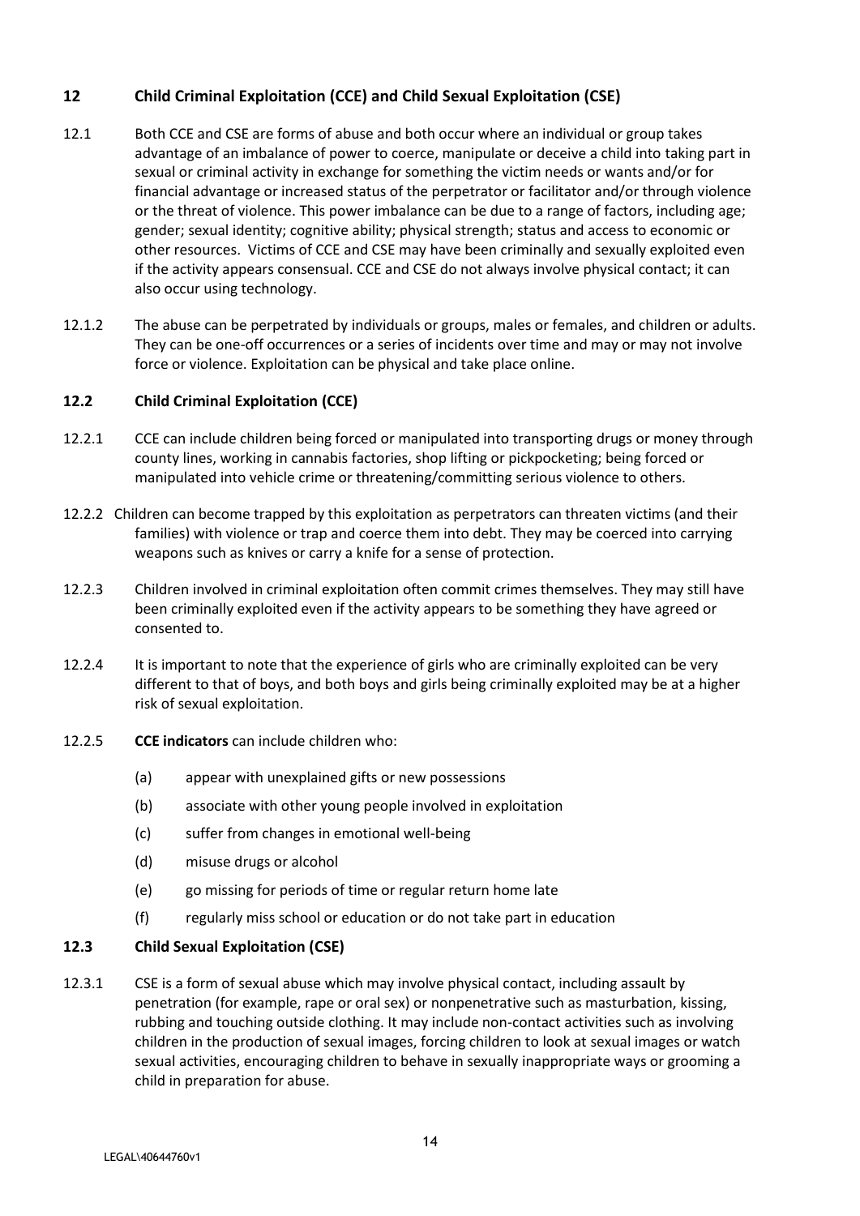## 12 Child Criminal Exploitation (CCE) and Child Sexual Exploitation (CSE)

12.1 Both CCE and CSE are forms of abuse and both occur where an individual or group takes advantage of an imbalance of power to coerce, manipulate or deceive a child into taking part in sexual or criminal activity in exchange for something the victim needs or wants and/or for financial advantage or increased status of the perpetrator or facilitator and/or through violence or the threat of violence. This power imbalance can be due to a range of factors, including age; gender; sexual identity; cognitive ability; physical strength; status and access to economic or other resources. Victims of CCE and CSE may have been criminally and sexually exploited even if the activity appears consensual. CCE and CSE do not always involve physical contact; it can also occur using technology.

12.1.2 The abuse can be perpetrated by individuals or groups, males or females, and children or adults. They can be one-off occurrences or a series of incidents over time and may or may not involve force or violence. Exploitation can be physical and take place online.

### 12.2 Child Criminal Exploitation (CCE)

12.2.1 CCE can include children being forced or manipulated into transporting drugs or money through county lines, working in cannabis factories, shop lifting or pickpocketing; being forced or manipulated into vehicle crime or threatening/committing serious violence to others.

12.2.2 Children can become trapped by this exploitation as perpetrators can threaten victims (and their families) with violence or trap and coerce them into debt. They may be coerced into carrying weapons such as knives or carry a knife for a sense of protection.

12.2.3 Children involved in criminal exploitation often commit crimes themselves. They may still have been criminally exploited even if the activity appears to be something they have agreed or consented to.

12.2.4 It is important to note that the experience of girls who are criminally exploited can be very different to that of boys, and both boys and girls being criminally exploited may be at a higher risk of sexual exploitation.

12.2.5 **CCE indicators** can include children who:

(a) appear with unexplained gifts or new possessions

(b) associate with other young people involved in exploitation

(c) suffer from changes in emotional well-being

(d) misuse drugs or alcohol

(e) go missing for periods of time or regular return home late

(f) regularly miss school or education or do not take part in education

### 12.3 Child Sexual Exploitation (CSE)

12.3.1 CSE is a form of sexual abuse which may involve physical contact, including assault by penetration (for example, rape or oral sex) or nonpenetrative such as masturbation, kissing, rubbing and touching outside clothing. It may include non-contact activities such as involving children in the production of sexual images, forcing children to look at sexual images or watch sexual activities, encouraging children to behave in sexually inappropriate ways or grooming a child in preparation for abuse.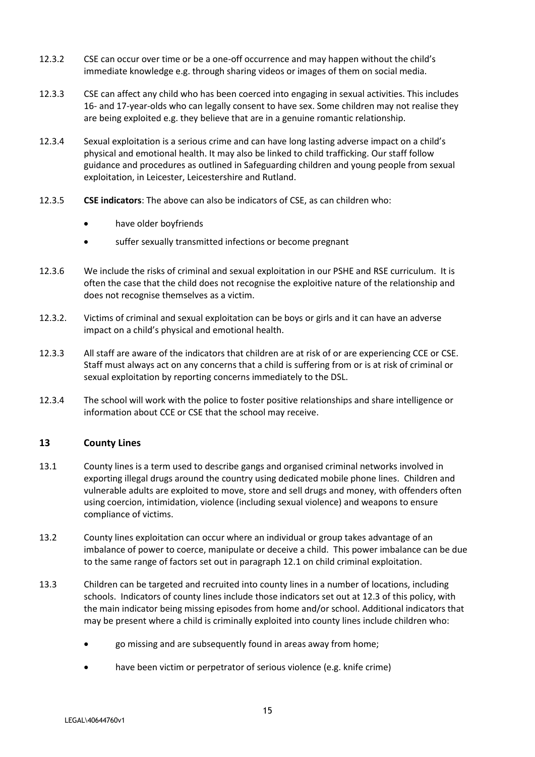12.3.2 CSE can occur over time or be a one-off occurrence and may happen without the child's immediate knowledge e.g. through sharing videos or images of them on social media.

12.3.3 CSE can affect any child who has been coerced into engaging in sexual activities. This includes 16- and 17-year-olds who can legally consent to have sex. Some children may not realise they are being exploited e.g. they believe that are in a genuine romantic relationship.

12.3.4 Sexual exploitation is a serious crime and can have long lasting adverse impact on a child's physical and emotional health. It may also be linked to child trafficking. Our staff follow guidance and procedures as outlined in Safeguarding children and young people from sexual exploitation, in Leicester, Leicestershire and Rutland.

12.3.5 **CSE indicators**: The above can also be indicators of CSE, as can children who:

- have older boyfriends
- suffer sexually transmitted infections or become pregnant

12.3.6 We include the risks of criminal and sexual exploitation in our PSHE and RSE curriculum. It is often the case that the child does not recognise the exploitive nature of the relationship and does not recognise themselves as a victim.

12.3.2. Victims of criminal and sexual exploitation can be boys or girls and it can have an adverse impact on a child's physical and emotional health.

12.3.3 All staff are aware of the indicators that children are at risk of or are experiencing CCE or CSE. Staff must always act on any concerns that a child is suffering from or is at risk of criminal or sexual exploitation by reporting concerns immediately to the DSL.

12.3.4 The school will work with the police to foster positive relationships and share intelligence or information about CCE or CSE that the school may receive.

## 13 County Lines

13.1 County lines is a term used to describe gangs and organised criminal networks involved in exporting illegal drugs around the country using dedicated mobile phone lines. Children and vulnerable adults are exploited to move, store and sell drugs and money, with offenders often using coercion, intimidation, violence (including sexual violence) and weapons to ensure compliance of victims.

13.2 County lines exploitation can occur where an individual or group takes advantage of an imbalance of power to coerce, manipulate or deceive a child. This power imbalance can be due to the same range of factors set out in paragraph 12.1 on child criminal exploitation.

13.3 Children can be targeted and recruited into county lines in a number of locations, including schools. Indicators of county lines include those indicators set out at 12.3 of this policy, with the main indicator being missing episodes from home and/or school. Additional indicators that may be present where a child is criminally exploited into county lines include children who:

- go missing and are subsequently found in areas away from home;
- have been victim or perpetrator of serious violence (e.g. knife crime)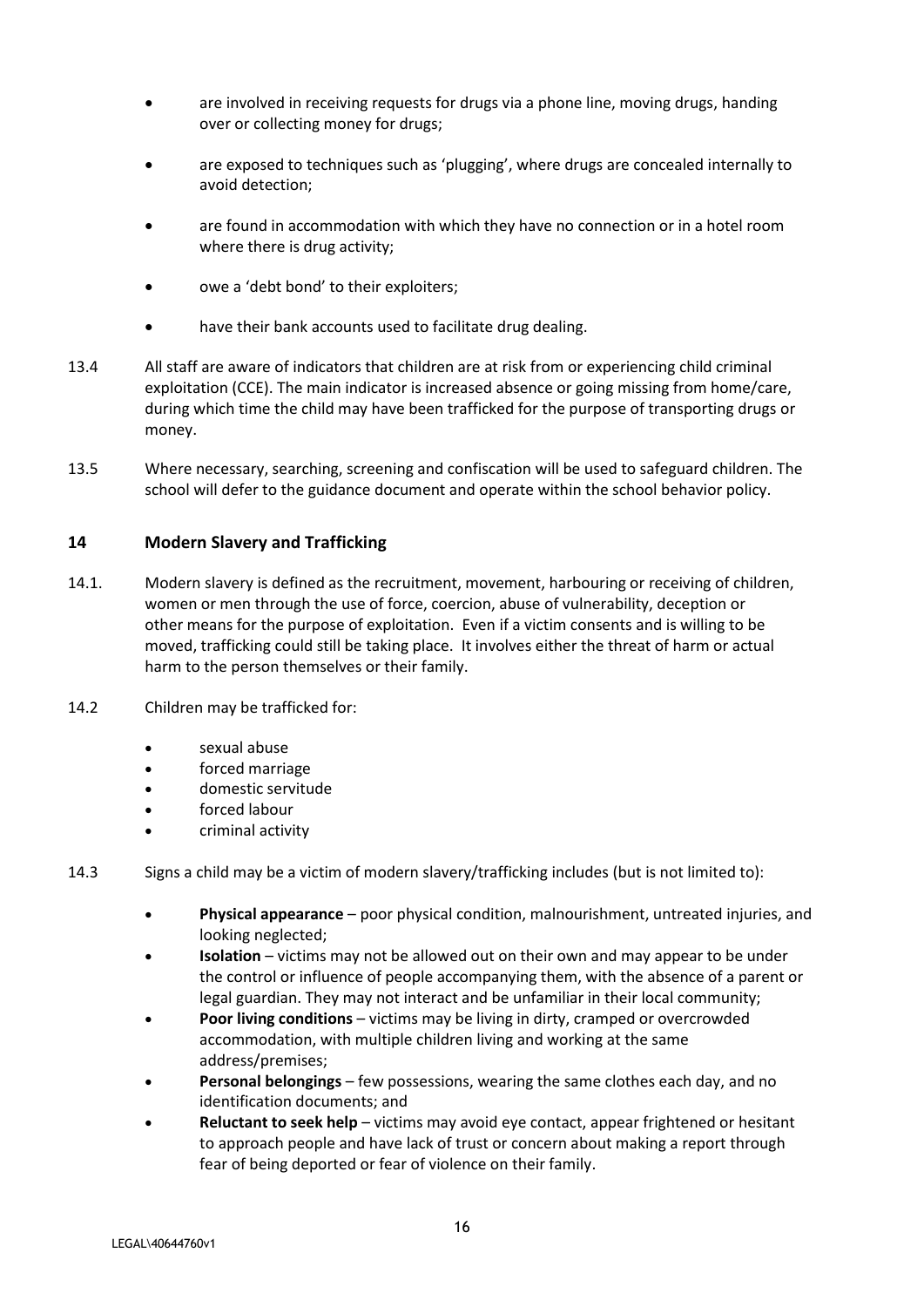- are involved in receiving requests for drugs via a phone line, moving drugs, handing over or collecting money for drugs;
- are exposed to techniques such as 'plugging', where drugs are concealed internally to avoid detection;
- are found in accommodation with which they have no connection or in a hotel room where there is drug activity;
- owe a 'debt bond' to their exploiters;
- have their bank accounts used to facilitate drug dealing.

13.4 All staff are aware of indicators that children are at risk from or experiencing child criminal exploitation (CCE). The main indicator is increased absence or going missing from home/care, during which time the child may have been trafficked for the purpose of transporting drugs or money.

13.5 Where necessary, searching, screening and confiscation will be used to safeguard children. The school will defer to the guidance document and operate within the school behavior policy.

## 14 Modern Slavery and Trafficking

14.1. Modern slavery is defined as the recruitment, movement, harbouring or receiving of children, women or men through the use of force, coercion, abuse of vulnerability, deception or other means for the purpose of exploitation. Even if a victim consents and is willing to be moved, trafficking could still be taking place. It involves either the threat of harm or actual harm to the person themselves or their family.

14.2 Children may be trafficked for:

- sexual abuse
- forced marriage
- domestic servitude
- forced labour
- criminal activity

14.3 Signs a child may be a victim of modern slavery/trafficking includes (but is not limited to):

- **Physical appearance** – poor physical condition, malnourishment, untreated injuries, and looking neglected;
- **Isolation** – victims may not be allowed out on their own and may appear to be under the control or influence of people accompanying them, with the absence of a parent or legal guardian. They may not interact and be unfamiliar in their local community;
- **Poor living conditions** – victims may be living in dirty, cramped or overcrowded accommodation, with multiple children living and working at the same address/premises;
- **Personal belongings** – few possessions, wearing the same clothes each day, and no identification documents; and
- **Reluctant to seek help** – victims may avoid eye contact, appear frightened or hesitant to approach people and have lack of trust or concern about making a report through fear of being deported or fear of violence on their family.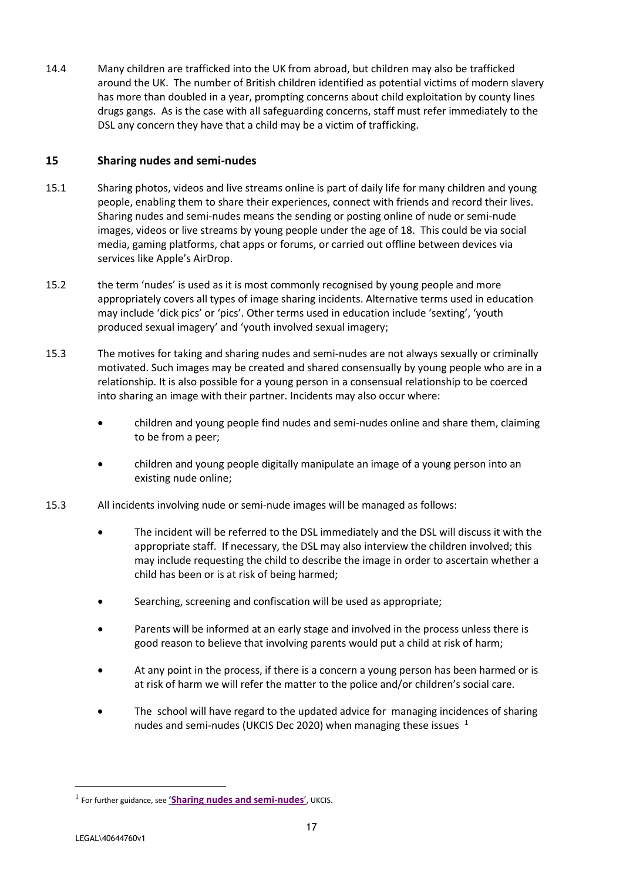14.4 Many children are trafficked into the UK from abroad, but children may also be trafficked around the UK. The number of British children identified as potential victims of modern slavery has more than doubled in a year, prompting concerns about child exploitation by county lines drugs gangs. As is the case with all safeguarding concerns, staff must refer immediately to the DSL any concern they have that a child may be a victim of trafficking.

## 15 Sharing nudes and semi-nudes

15.1 Sharing photos, videos and live streams online is part of daily life for many children and young people, enabling them to share their experiences, connect with friends and record their lives. Sharing nudes and semi-nudes means the sending or posting online of nude or semi-nude images, videos or live streams by young people under the age of 18. This could be via social media, gaming platforms, chat apps or forums, or carried out offline between devices via services like Apple's AirDrop.

15.2 the term 'nudes' is used as it is most commonly recognised by young people and more appropriately covers all types of image sharing incidents. Alternative terms used in education may include 'dick pics' or 'pics'. Other terms used in education include 'sexting', 'youth produced sexual imagery' and 'youth involved sexual imagery;

15.3 The motives for taking and sharing nudes and semi-nudes are not always sexually or criminally motivated. Such images may be created and shared consensually by young people who are in a relationship. It is also possible for a young person in a consensual relationship to be coerced into sharing an image with their partner. Incidents may also occur where:

- children and young people find nudes and semi-nudes online and share them, claiming to be from a peer;
- children and young people digitally manipulate an image of a young person into an existing nude online;

15.3 All incidents involving nude or semi-nude images will be managed as follows:

- The incident will be referred to the DSL immediately and the DSL will discuss it with the appropriate staff. If necessary, the DSL may also interview the children involved; this may include requesting the child to describe the image in order to ascertain whether a child has been or is at risk of being harmed;
- Searching, screening and confiscation will be used as appropriate;
- Parents will be informed at an early stage and involved in the process unless there is good reason to believe that involving parents would put a child at risk of harm;
- At any point in the process, if there is a concern a young person has been harmed or is at risk of harm we will refer the matter to the police and/or children's social care.
- The school will have regard to the updated advice for managing incidences of sharing nudes and semi-nudes (UKCIS Dec 2020) when managing these issues [1]

[1] For further guidance, see **'Sharing nudes and semi-nudes'**, UKCIS.

LEGAL\40644760v1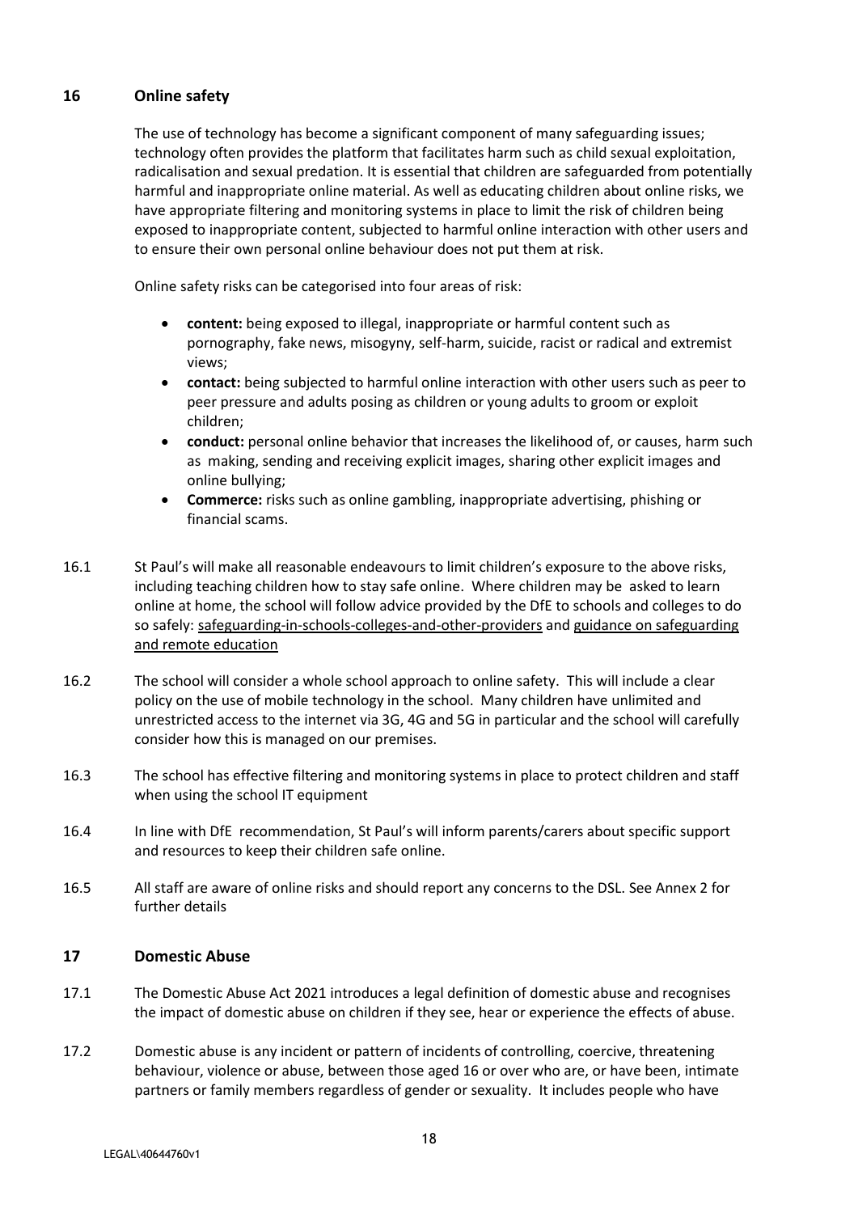## 16 Online safety

The use of technology has become a significant component of many safeguarding issues; technology often provides the platform that facilitates harm such as child sexual exploitation, radicalisation and sexual predation. It is essential that children are safeguarded from potentially harmful and inappropriate online material. As well as educating children about online risks, we have appropriate filtering and monitoring systems in place to limit the risk of children being exposed to inappropriate content, subjected to harmful online interaction with other users and to ensure their own personal online behaviour does not put them at risk.

Online safety risks can be categorised into four areas of risk:

- **content:** being exposed to illegal, inappropriate or harmful content such as pornography, fake news, misogyny, self-harm, suicide, racist or radical and extremist views;
- **contact:** being subjected to harmful online interaction with other users such as peer to peer pressure and adults posing as children or young adults to groom or exploit children;
- **conduct:** personal online behavior that increases the likelihood of, or causes, harm such as making, sending and receiving explicit images, sharing other explicit images and online bullying;
- **Commerce:** risks such as online gambling, inappropriate advertising, phishing or financial scams.

16.1 St Paul's will make all reasonable endeavours to limit children's exposure to the above risks, including teaching children how to stay safe online. Where children may be asked to learn online at home, the school will follow advice provided by the DfE to schools and colleges to do so safely: safeguarding-in-schools-colleges-and-other-providers and guidance on safeguarding and remote education

16.2 The school will consider a whole school approach to online safety. This will include a clear policy on the use of mobile technology in the school. Many children have unlimited and unrestricted access to the internet via 3G, 4G and 5G in particular and the school will carefully consider how this is managed on our premises.

16.3 The school has effective filtering and monitoring systems in place to protect children and staff when using the school IT equipment

16.4 In line with DfE recommendation, St Paul's will inform parents/carers about specific support and resources to keep their children safe online.

16.5 All staff are aware of online risks and should report any concerns to the DSL. See Annex 2 for further details

## 17 Domestic Abuse

17.1 The Domestic Abuse Act 2021 introduces a legal definition of domestic abuse and recognises the impact of domestic abuse on children if they see, hear or experience the effects of abuse.

17.2 Domestic abuse is any incident or pattern of incidents of controlling, coercive, threatening behaviour, violence or abuse, between those aged 16 or over who are, or have been, intimate partners or family members regardless of gender or sexuality. It includes people who have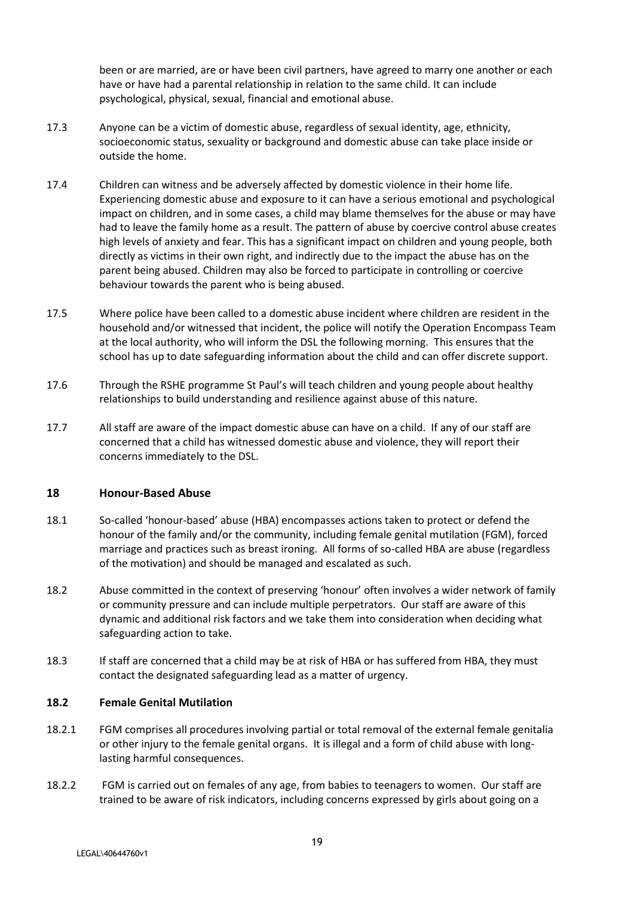been or are married, are or have been civil partners, have agreed to marry one another or each have or have had a parental relationship in relation to the same child. It can include psychological, physical, sexual, financial and emotional abuse.

17.3 Anyone can be a victim of domestic abuse, regardless of sexual identity, age, ethnicity, socioeconomic status, sexuality or background and domestic abuse can take place inside or outside the home.

17.4 Children can witness and be adversely affected by domestic violence in their home life. Experiencing domestic abuse and exposure to it can have a serious emotional and psychological impact on children, and in some cases, a child may blame themselves for the abuse or may have had to leave the family home as a result. The pattern of abuse by coercive control abuse creates high levels of anxiety and fear. This has a significant impact on children and young people, both directly as victims in their own right, and indirectly due to the impact the abuse has on the parent being abused. Children may also be forced to participate in controlling or coercive behaviour towards the parent who is being abused.

17.5 Where police have been called to a domestic abuse incident where children are resident in the household and/or witnessed that incident, the police will notify the Operation Encompass Team at the local authority, who will inform the DSL the following morning. This ensures that the school has up to date safeguarding information about the child and can offer discrete support.

17.6 Through the RSHE programme St Paul's will teach children and young people about healthy relationships to build understanding and resilience against abuse of this nature.

17.7 All staff are aware of the impact domestic abuse can have on a child. If any of our staff are concerned that a child has witnessed domestic abuse and violence, they will report their concerns immediately to the DSL.

## 18 Honour-Based Abuse

18.1 So-called 'honour-based' abuse (HBA) encompasses actions taken to protect or defend the honour of the family and/or the community, including female genital mutilation (FGM), forced marriage and practices such as breast ironing. All forms of so-called HBA are abuse (regardless of the motivation) and should be managed and escalated as such.

18.2 Abuse committed in the context of preserving 'honour' often involves a wider network of family or community pressure and can include multiple perpetrators. Our staff are aware of this dynamic and additional risk factors and we take them into consideration when deciding what safeguarding action to take.

18.3 If staff are concerned that a child may be at risk of HBA or has suffered from HBA, they must contact the designated safeguarding lead as a matter of urgency.

### 18.2 Female Genital Mutilation

18.2.1 FGM comprises all procedures involving partial or total removal of the external female genitalia or other injury to the female genital organs. It is illegal and a form of child abuse with long-lasting harmful consequences.

18.2.2 FGM is carried out on females of any age, from babies to teenagers to women. Our staff are trained to be aware of risk indicators, including concerns expressed by girls about going on a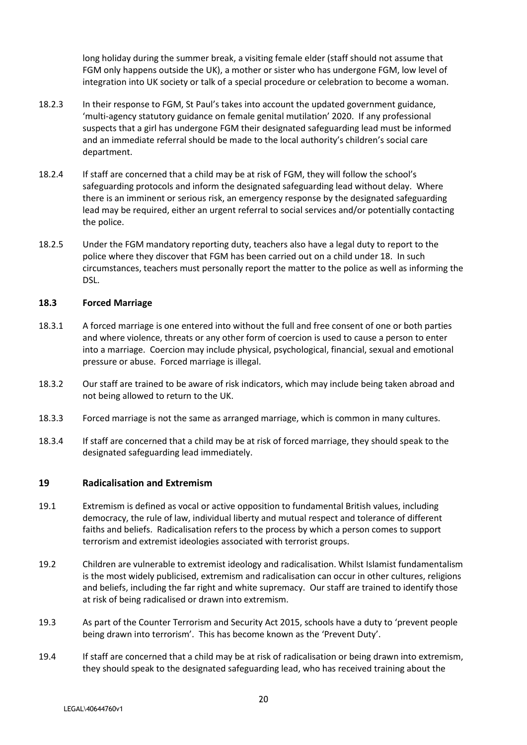long holiday during the summer break, a visiting female elder (staff should not assume that FGM only happens outside the UK), a mother or sister who has undergone FGM, low level of integration into UK society or talk of a special procedure or celebration to become a woman.

18.2.3 In their response to FGM, St Paul's takes into account the updated government guidance, 'multi-agency statutory guidance on female genital mutilation' 2020. If any professional suspects that a girl has undergone FGM their designated safeguarding lead must be informed and an immediate referral should be made to the local authority's children's social care department.

18.2.4 If staff are concerned that a child may be at risk of FGM, they will follow the school's safeguarding protocols and inform the designated safeguarding lead without delay. Where there is an imminent or serious risk, an emergency response by the designated safeguarding lead may be required, either an urgent referral to social services and/or potentially contacting the police.

18.2.5 Under the FGM mandatory reporting duty, teachers also have a legal duty to report to the police where they discover that FGM has been carried out on a child under 18. In such circumstances, teachers must personally report the matter to the police as well as informing the DSL.

### 18.3 Forced Marriage

18.3.1 A forced marriage is one entered into without the full and free consent of one or both parties and where violence, threats or any other form of coercion is used to cause a person to enter into a marriage. Coercion may include physical, psychological, financial, sexual and emotional pressure or abuse. Forced marriage is illegal.

18.3.2 Our staff are trained to be aware of risk indicators, which may include being taken abroad and not being allowed to return to the UK.

18.3.3 Forced marriage is not the same as arranged marriage, which is common in many cultures.

18.3.4 If staff are concerned that a child may be at risk of forced marriage, they should speak to the designated safeguarding lead immediately.

## 19 Radicalisation and Extremism

19.1 Extremism is defined as vocal or active opposition to fundamental British values, including democracy, the rule of law, individual liberty and mutual respect and tolerance of different faiths and beliefs. Radicalisation refers to the process by which a person comes to support terrorism and extremist ideologies associated with terrorist groups.

19.2 Children are vulnerable to extremist ideology and radicalisation. Whilst Islamist fundamentalism is the most widely publicised, extremism and radicalisation can occur in other cultures, religions and beliefs, including the far right and white supremacy. Our staff are trained to identify those at risk of being radicalised or drawn into extremism.

19.3 As part of the Counter Terrorism and Security Act 2015, schools have a duty to 'prevent people being drawn into terrorism'. This has become known as the 'Prevent Duty'.

19.4 If staff are concerned that a child may be at risk of radicalisation or being drawn into extremism, they should speak to the designated safeguarding lead, who has received training about the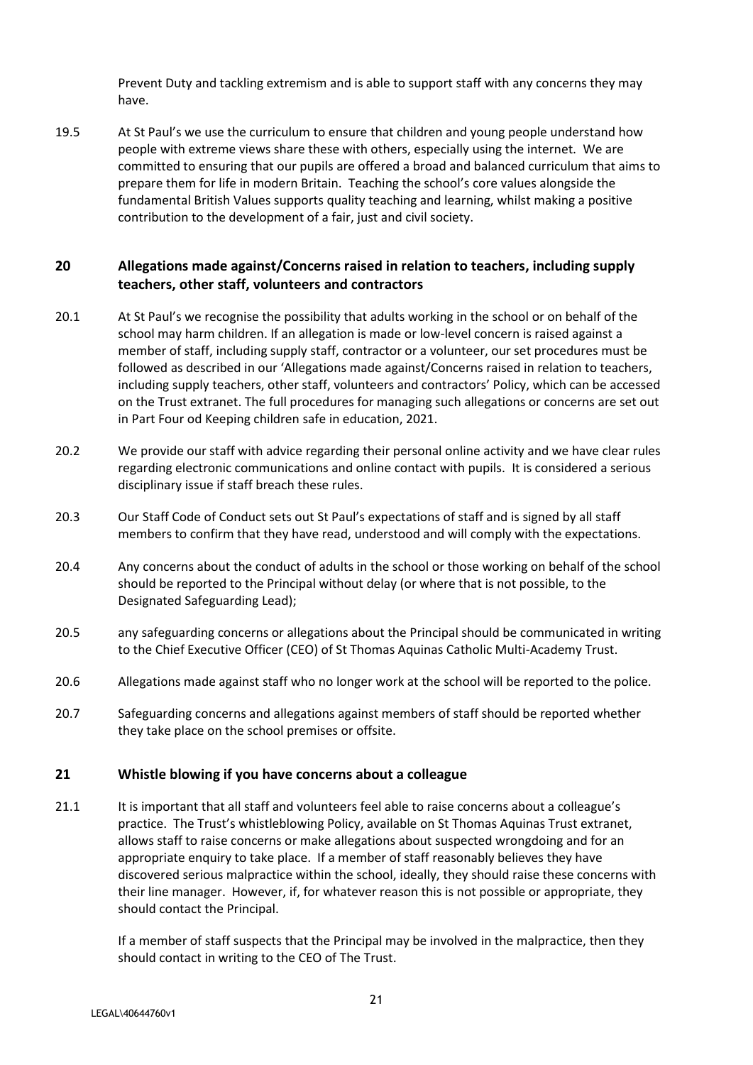Prevent Duty and tackling extremism and is able to support staff with any concerns they may have.

19.5 At St Paul's we use the curriculum to ensure that children and young people understand how people with extreme views share these with others, especially using the internet. We are committed to ensuring that our pupils are offered a broad and balanced curriculum that aims to prepare them for life in modern Britain. Teaching the school's core values alongside the fundamental British Values supports quality teaching and learning, whilst making a positive contribution to the development of a fair, just and civil society.

## 20 Allegations made against/Concerns raised in relation to teachers, including supply teachers, other staff, volunteers and contractors

20.1 At St Paul's we recognise the possibility that adults working in the school or on behalf of the school may harm children. If an allegation is made or low-level concern is raised against a member of staff, including supply staff, contractor or a volunteer, our set procedures must be followed as described in our 'Allegations made against/Concerns raised in relation to teachers, including supply teachers, other staff, volunteers and contractors' Policy, which can be accessed on the Trust extranet. The full procedures for managing such allegations or concerns are set out in Part Four od Keeping children safe in education, 2021.

20.2 We provide our staff with advice regarding their personal online activity and we have clear rules regarding electronic communications and online contact with pupils. It is considered a serious disciplinary issue if staff breach these rules.

20.3 Our Staff Code of Conduct sets out St Paul's expectations of staff and is signed by all staff members to confirm that they have read, understood and will comply with the expectations.

20.4 Any concerns about the conduct of adults in the school or those working on behalf of the school should be reported to the Principal without delay (or where that is not possible, to the Designated Safeguarding Lead);

20.5 any safeguarding concerns or allegations about the Principal should be communicated in writing to the Chief Executive Officer (CEO) of St Thomas Aquinas Catholic Multi-Academy Trust.

20.6 Allegations made against staff who no longer work at the school will be reported to the police.

20.7 Safeguarding concerns and allegations against members of staff should be reported whether they take place on the school premises or offsite.

## 21 Whistle blowing if you have concerns about a colleague

21.1 It is important that all staff and volunteers feel able to raise concerns about a colleague's practice. The Trust's whistleblowing Policy, available on St Thomas Aquinas Trust extranet, allows staff to raise concerns or make allegations about suspected wrongdoing and for an appropriate enquiry to take place. If a member of staff reasonably believes they have discovered serious malpractice within the school, ideally, they should raise these concerns with their line manager. However, if, for whatever reason this is not possible or appropriate, they should contact the Principal.

If a member of staff suspects that the Principal may be involved in the malpractice, then they should contact in writing to the CEO of The Trust.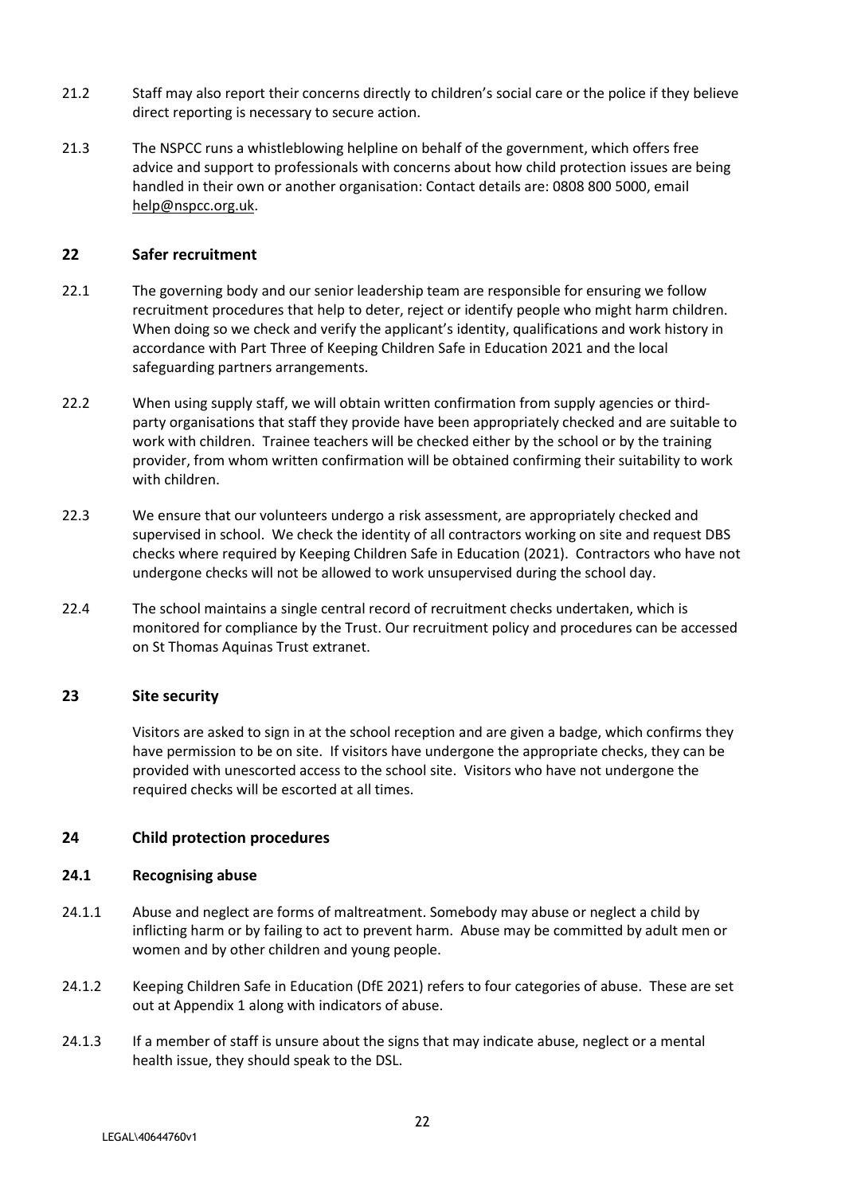21.2 Staff may also report their concerns directly to children's social care or the police if they believe direct reporting is necessary to secure action.

21.3 The NSPCC runs a whistleblowing helpline on behalf of the government, which offers free advice and support to professionals with concerns about how child protection issues are being handled in their own or another organisation: Contact details are: 0808 800 5000, email help@nspcc.org.uk.

## 22 Safer recruitment

22.1 The governing body and our senior leadership team are responsible for ensuring we follow recruitment procedures that help to deter, reject or identify people who might harm children. When doing so we check and verify the applicant's identity, qualifications and work history in accordance with Part Three of Keeping Children Safe in Education 2021 and the local safeguarding partners arrangements.

22.2 When using supply staff, we will obtain written confirmation from supply agencies or third-party organisations that staff they provide have been appropriately checked and are suitable to work with children. Trainee teachers will be checked either by the school or by the training provider, from whom written confirmation will be obtained confirming their suitability to work with children.

22.3 We ensure that our volunteers undergo a risk assessment, are appropriately checked and supervised in school. We check the identity of all contractors working on site and request DBS checks where required by Keeping Children Safe in Education (2021). Contractors who have not undergone checks will not be allowed to work unsupervised during the school day.

22.4 The school maintains a single central record of recruitment checks undertaken, which is monitored for compliance by the Trust. Our recruitment policy and procedures can be accessed on St Thomas Aquinas Trust extranet.

## 23 Site security

Visitors are asked to sign in at the school reception and are given a badge, which confirms they have permission to be on site. If visitors have undergone the appropriate checks, they can be provided with unescorted access to the school site. Visitors who have not undergone the required checks will be escorted at all times.

## 24 Child protection procedures

### 24.1 Recognising abuse

24.1.1 Abuse and neglect are forms of maltreatment. Somebody may abuse or neglect a child by inflicting harm or by failing to act to prevent harm. Abuse may be committed by adult men or women and by other children and young people.

24.1.2 Keeping Children Safe in Education (DfE 2021) refers to four categories of abuse. These are set out at Appendix 1 along with indicators of abuse.

24.1.3 If a member of staff is unsure about the signs that may indicate abuse, neglect or a mental health issue, they should speak to the DSL.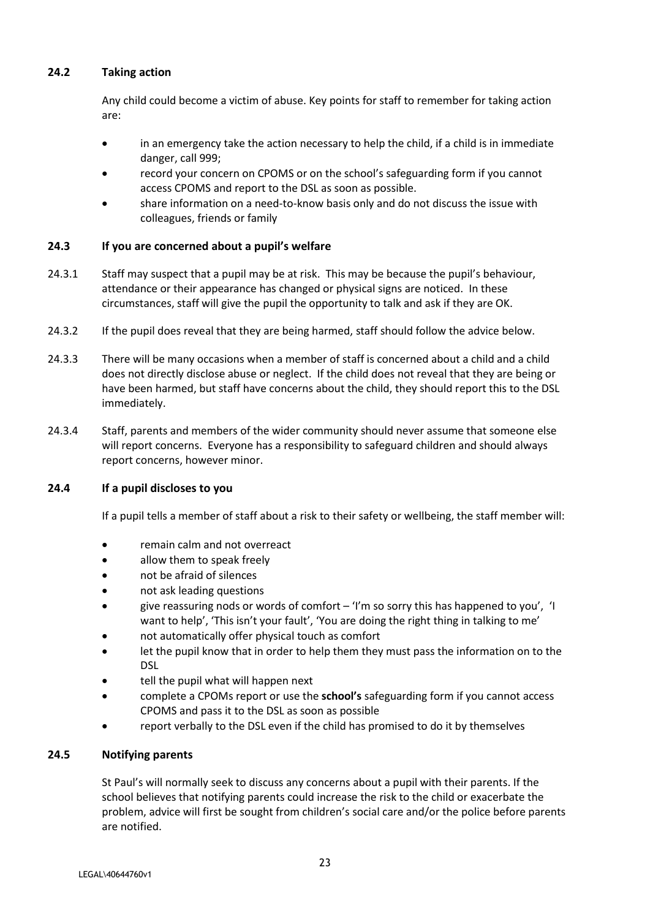### 24.2 Taking action

Any child could become a victim of abuse. Key points for staff to remember for taking action are:

- in an emergency take the action necessary to help the child, if a child is in immediate danger, call 999;
- record your concern on CPOMS or on the school's safeguarding form if you cannot access CPOMS and report to the DSL as soon as possible.
- share information on a need-to-know basis only and do not discuss the issue with colleagues, friends or family

### 24.3 If you are concerned about a pupil's welfare

24.3.1 Staff may suspect that a pupil may be at risk. This may be because the pupil's behaviour, attendance or their appearance has changed or physical signs are noticed. In these circumstances, staff will give the pupil the opportunity to talk and ask if they are OK.

24.3.2 If the pupil does reveal that they are being harmed, staff should follow the advice below.

24.3.3 There will be many occasions when a member of staff is concerned about a child and a child does not directly disclose abuse or neglect. If the child does not reveal that they are being or have been harmed, but staff have concerns about the child, they should report this to the DSL immediately.

24.3.4 Staff, parents and members of the wider community should never assume that someone else will report concerns. Everyone has a responsibility to safeguard children and should always report concerns, however minor.

### 24.4 If a pupil discloses to you

If a pupil tells a member of staff about a risk to their safety or wellbeing, the staff member will:

- remain calm and not overreact
- allow them to speak freely
- not be afraid of silences
- not ask leading questions
- give reassuring nods or words of comfort – 'I'm so sorry this has happened to you', 'I want to help', 'This isn't your fault', 'You are doing the right thing in talking to me'
- not automatically offer physical touch as comfort
- let the pupil know that in order to help them they must pass the information on to the DSL
- tell the pupil what will happen next
- complete a CPOMs report or use the **school's** safeguarding form if you cannot access CPOMS and pass it to the DSL as soon as possible
- report verbally to the DSL even if the child has promised to do it by themselves

### 24.5 Notifying parents

St Paul's will normally seek to discuss any concerns about a pupil with their parents. If the school believes that notifying parents could increase the risk to the child or exacerbate the problem, advice will first be sought from children's social care and/or the police before parents are notified.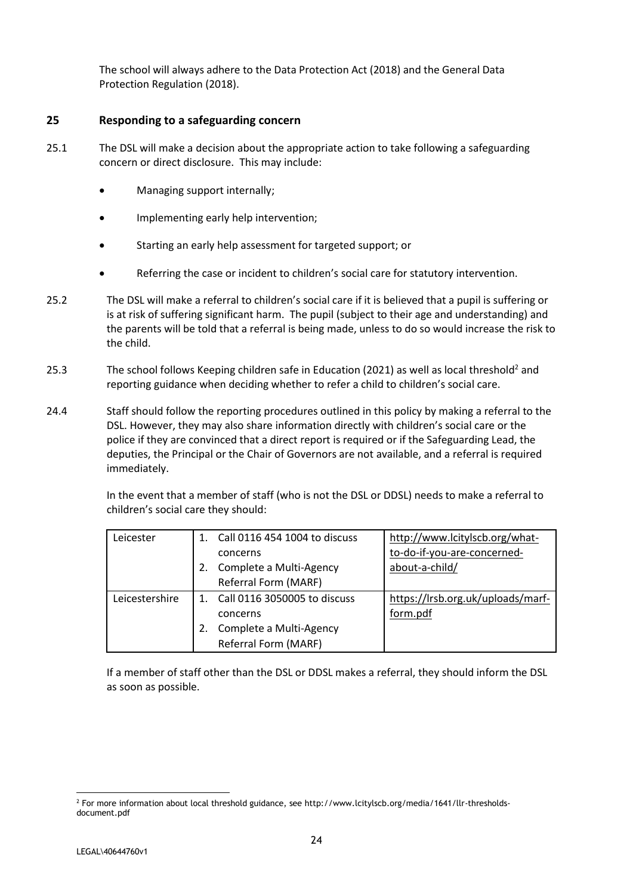The school will always adhere to the Data Protection Act (2018) and the General Data Protection Regulation (2018).

## 25 Responding to a safeguarding concern

25.1 The DSL will make a decision about the appropriate action to take following a safeguarding concern or direct disclosure. This may include:

- Managing support internally;
- Implementing early help intervention;
- Starting an early help assessment for targeted support; or
- Referring the case or incident to children's social care for statutory intervention.

25.2 The DSL will make a referral to children's social care if it is believed that a pupil is suffering or is at risk of suffering significant harm. The pupil (subject to their age and understanding) and the parents will be told that a referral is being made, unless to do so would increase the risk to the child.

25.3 The school follows Keeping children safe in Education (2021) as well as local threshold[2] and reporting guidance when deciding whether to refer a child to children's social care.

24.4 Staff should follow the reporting procedures outlined in this policy by making a referral to the DSL. However, they may also share information directly with children's social care or the police if they are convinced that a direct report is required or if the Safeguarding Lead, the deputies, the Principal or the Chair of Governors are not available, and a referral is required immediately.

In the event that a member of staff (who is not the DSL or DDSL) needs to make a referral to children's social care they should:

| Leicester | 1. Call 0116 454 1004 to discuss concerns<br>2. Complete a Multi-Agency Referral Form (MARF) | http://www.lcitylscb.org/what-to-do-if-you-are-concerned-about-a-child/ |
|---|---|---|
| Leicestershire | 1. Call 0116 3050005 to discuss concerns<br>2. Complete a Multi-Agency Referral Form (MARF) | https://lrsb.org.uk/uploads/marf-form.pdf |

If a member of staff other than the DSL or DDSL makes a referral, they should inform the DSL as soon as possible.

[2] For more information about local threshold guidance, see http://www.lcitylscb.org/media/1641/llr-thresholds-document.pdf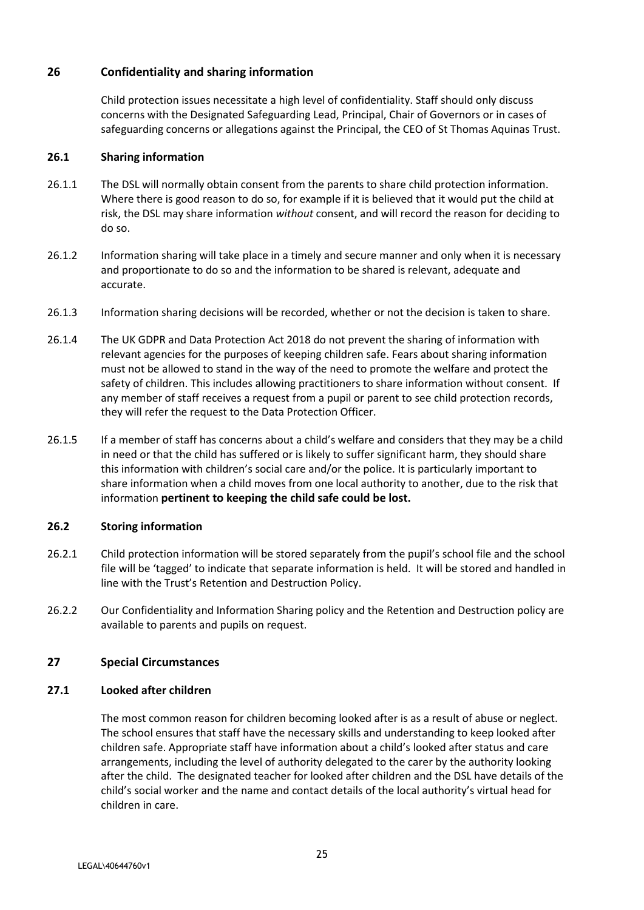## 26 Confidentiality and sharing information

Child protection issues necessitate a high level of confidentiality. Staff should only discuss concerns with the Designated Safeguarding Lead, Principal, Chair of Governors or in cases of safeguarding concerns or allegations against the Principal, the CEO of St Thomas Aquinas Trust.

### 26.1 Sharing information

26.1.1 The DSL will normally obtain consent from the parents to share child protection information. Where there is good reason to do so, for example if it is believed that it would put the child at risk, the DSL may share information *without* consent, and will record the reason for deciding to do so.

26.1.2 Information sharing will take place in a timely and secure manner and only when it is necessary and proportionate to do so and the information to be shared is relevant, adequate and accurate.

26.1.3 Information sharing decisions will be recorded, whether or not the decision is taken to share.

26.1.4 The UK GDPR and Data Protection Act 2018 do not prevent the sharing of information with relevant agencies for the purposes of keeping children safe. Fears about sharing information must not be allowed to stand in the way of the need to promote the welfare and protect the safety of children. This includes allowing practitioners to share information without consent. If any member of staff receives a request from a pupil or parent to see child protection records, they will refer the request to the Data Protection Officer.

26.1.5 If a member of staff has concerns about a child's welfare and considers that they may be a child in need or that the child has suffered or is likely to suffer significant harm, they should share this information with children's social care and/or the police. It is particularly important to share information when a child moves from one local authority to another, due to the risk that information **pertinent to keeping the child safe could be lost.**

### 26.2 Storing information

26.2.1 Child protection information will be stored separately from the pupil's school file and the school file will be 'tagged' to indicate that separate information is held. It will be stored and handled in line with the Trust's Retention and Destruction Policy.

26.2.2 Our Confidentiality and Information Sharing policy and the Retention and Destruction policy are available to parents and pupils on request.

## 27 Special Circumstances

### 27.1 Looked after children

The most common reason for children becoming looked after is as a result of abuse or neglect. The school ensures that staff have the necessary skills and understanding to keep looked after children safe. Appropriate staff have information about a child's looked after status and care arrangements, including the level of authority delegated to the carer by the authority looking after the child. The designated teacher for looked after children and the DSL have details of the child's social worker and the name and contact details of the local authority's virtual head for children in care.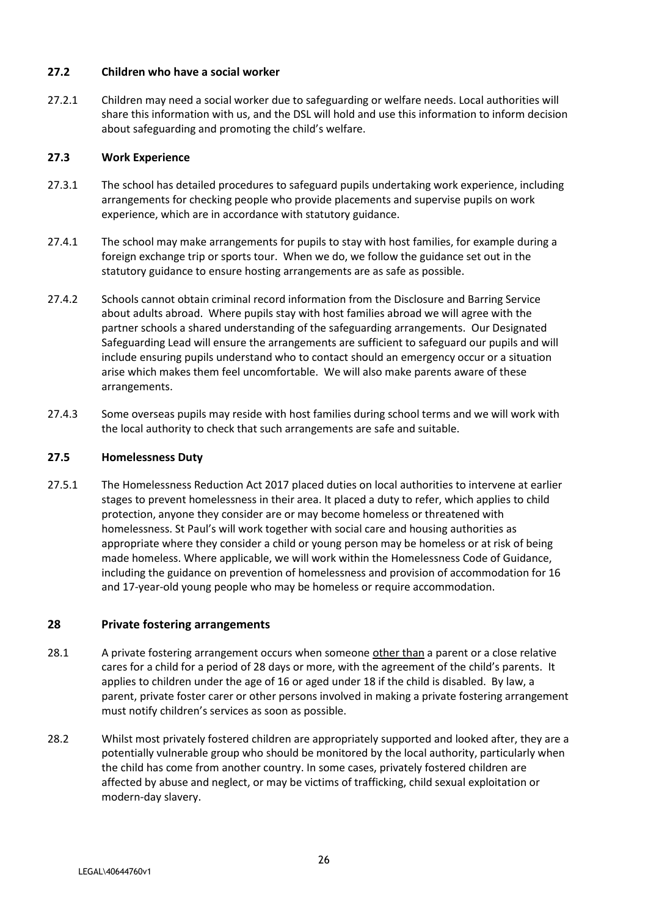### 27.2 Children who have a social worker

27.2.1 Children may need a social worker due to safeguarding or welfare needs. Local authorities will share this information with us, and the DSL will hold and use this information to inform decision about safeguarding and promoting the child's welfare.

### 27.3 Work Experience

27.3.1 The school has detailed procedures to safeguard pupils undertaking work experience, including arrangements for checking people who provide placements and supervise pupils on work experience, which are in accordance with statutory guidance.

27.4.1 The school may make arrangements for pupils to stay with host families, for example during a foreign exchange trip or sports tour. When we do, we follow the guidance set out in the statutory guidance to ensure hosting arrangements are as safe as possible.

27.4.2 Schools cannot obtain criminal record information from the Disclosure and Barring Service about adults abroad. Where pupils stay with host families abroad we will agree with the partner schools a shared understanding of the safeguarding arrangements. Our Designated Safeguarding Lead will ensure the arrangements are sufficient to safeguard our pupils and will include ensuring pupils understand who to contact should an emergency occur or a situation arise which makes them feel uncomfortable. We will also make parents aware of these arrangements.

27.4.3 Some overseas pupils may reside with host families during school terms and we will work with the local authority to check that such arrangements are safe and suitable.

### 27.5 Homelessness Duty

27.5.1 The Homelessness Reduction Act 2017 placed duties on local authorities to intervene at earlier stages to prevent homelessness in their area. It placed a duty to refer, which applies to child protection, anyone they consider are or may become homeless or threatened with homelessness. St Paul's will work together with social care and housing authorities as appropriate where they consider a child or young person may be homeless or at risk of being made homeless. Where applicable, we will work within the Homelessness Code of Guidance, including the guidance on prevention of homelessness and provision of accommodation for 16 and 17-year-old young people who may be homeless or require accommodation.

## 28 Private fostering arrangements

28.1 A private fostering arrangement occurs when someone other than a parent or a close relative cares for a child for a period of 28 days or more, with the agreement of the child's parents. It applies to children under the age of 16 or aged under 18 if the child is disabled. By law, a parent, private foster carer or other persons involved in making a private fostering arrangement must notify children's services as soon as possible.

28.2 Whilst most privately fostered children are appropriately supported and looked after, they are a potentially vulnerable group who should be monitored by the local authority, particularly when the child has come from another country. In some cases, privately fostered children are affected by abuse and neglect, or may be victims of trafficking, child sexual exploitation or modern-day slavery.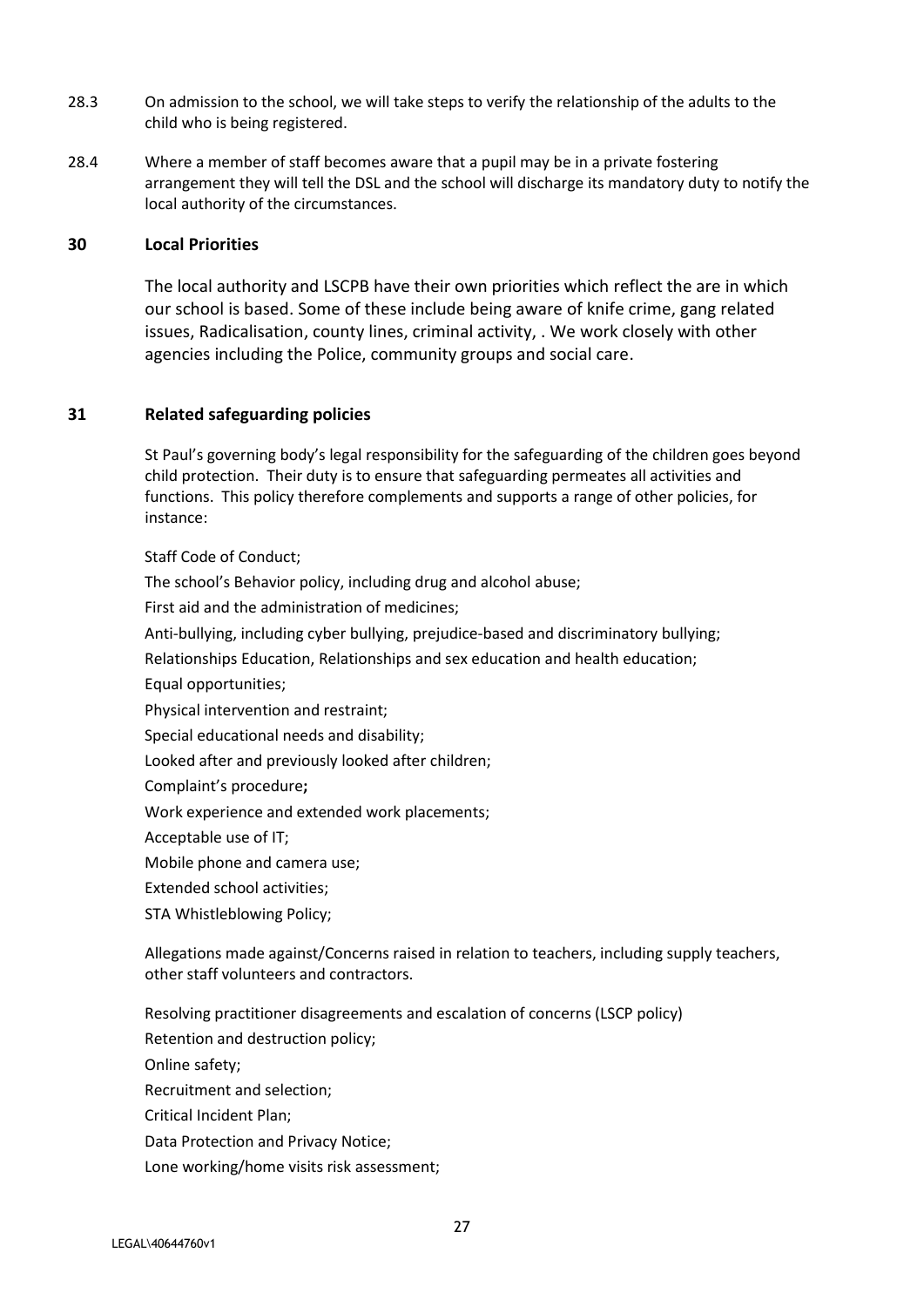28.3 On admission to the school, we will take steps to verify the relationship of the adults to the child who is being registered.

28.4 Where a member of staff becomes aware that a pupil may be in a private fostering arrangement they will tell the DSL and the school will discharge its mandatory duty to notify the local authority of the circumstances.

## 30 Local Priorities

The local authority and LSCPB have their own priorities which reflect the are in which our school is based. Some of these include being aware of knife crime, gang related issues, Radicalisation, county lines, criminal activity, . We work closely with other agencies including the Police, community groups and social care.

## 31 Related safeguarding policies

St Paul's governing body's legal responsibility for the safeguarding of the children goes beyond child protection. Their duty is to ensure that safeguarding permeates all activities and functions. This policy therefore complements and supports a range of other policies, for instance:

Staff Code of Conduct;

The school's Behavior policy, including drug and alcohol abuse;

First aid and the administration of medicines;

Anti-bullying, including cyber bullying, prejudice-based and discriminatory bullying;

Relationships Education, Relationships and sex education and health education;

Equal opportunities;

Physical intervention and restraint;

Special educational needs and disability;

Looked after and previously looked after children;

Complaint's procedure**;**

Work experience and extended work placements;

Acceptable use of IT;

Mobile phone and camera use;

Extended school activities;

STA Whistleblowing Policy;

Allegations made against/Concerns raised in relation to teachers, including supply teachers, other staff volunteers and contractors.

Resolving practitioner disagreements and escalation of concerns (LSCP policy)

Retention and destruction policy;

Online safety;

Recruitment and selection;

Critical Incident Plan;

Data Protection and Privacy Notice;

Lone working/home visits risk assessment;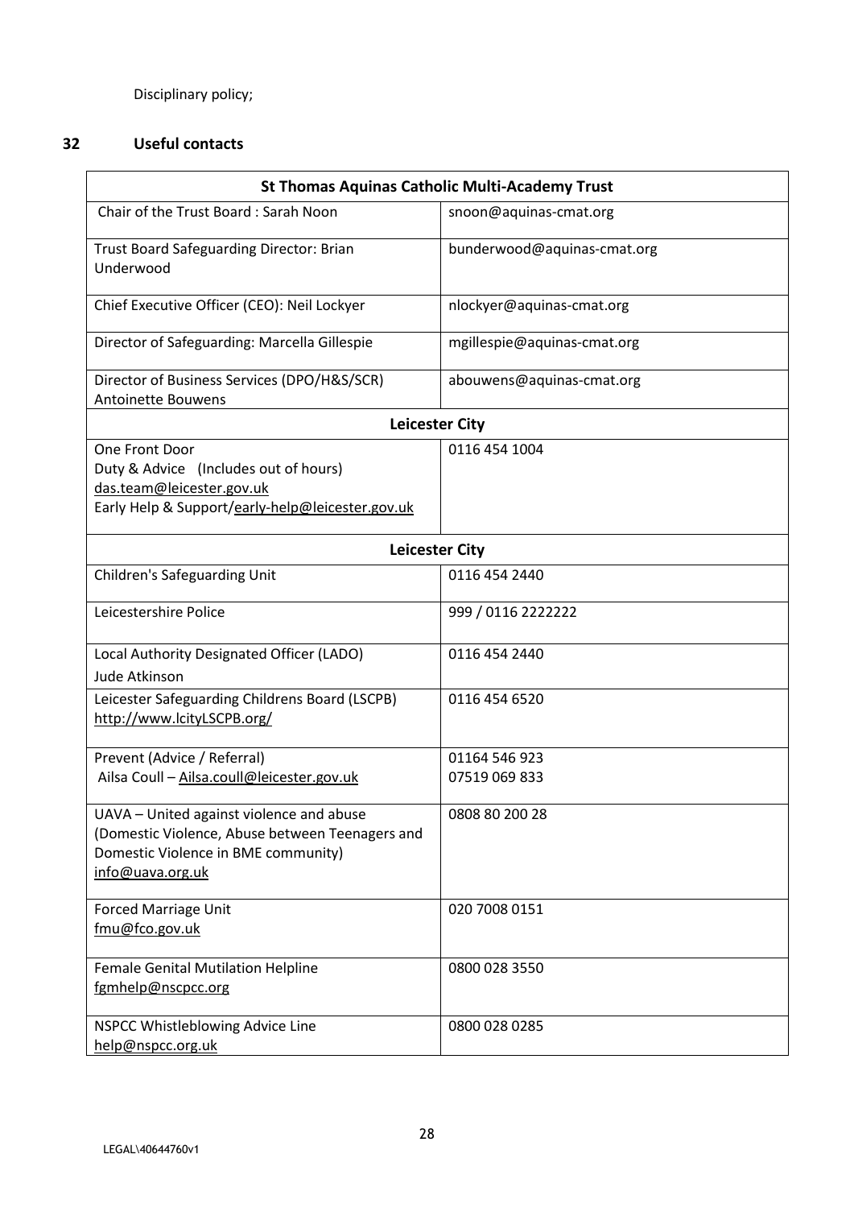Disciplinary policy;

## 32 Useful contacts

| St Thomas Aquinas Catholic Multi-Academy Trust | |
|---|---|
| Chair of the Trust Board : Sarah Noon | snoon@aquinas-cmat.org |
| Trust Board Safeguarding Director: Brian Underwood | bunderwood@aquinas-cmat.org |
| Chief Executive Officer (CEO): Neil Lockyer | nlockyer@aquinas-cmat.org |
| Director of Safeguarding: Marcella Gillespie | mgillespie@aquinas-cmat.org |
| Director of Business Services (DPO/H&S/SCR) Antoinette Bouwens | abouwens@aquinas-cmat.org |
| **Leicester City** | |
| One Front Door<br>Duty & Advice (Includes out of hours)<br>das.team@leicester.gov.uk<br>Early Help & Support/early-help@leicester.gov.uk | 0116 454 1004 |
| **Leicester City** | |
| Children's Safeguarding Unit | 0116 454 2440 |
| Leicestershire Police | 999 / 0116 2222222 |
| Local Authority Designated Officer (LADO)<br>Jude Atkinson | 0116 454 2440 |
| Leicester Safeguarding Childrens Board (LSCPB)<br>http://www.lcityLSCPB.org/ | 0116 454 6520 |
| Prevent (Advice / Referral)<br>Ailsa Coull – Ailsa.coull@leicester.gov.uk | 01164 546 923<br>07519 069 833 |
| UAVA – United against violence and abuse (Domestic Violence, Abuse between Teenagers and Domestic Violence in BME community)<br>info@uava.org.uk | 0808 80 200 28 |
| Forced Marriage Unit<br>fmu@fco.gov.uk | 020 7008 0151 |
| Female Genital Mutilation Helpline<br>fgmhelp@nscpcc.org | 0800 028 3550 |
| NSPCC Whistleblowing Advice Line<br>help@nspcc.org.uk | 0800 028 0285 |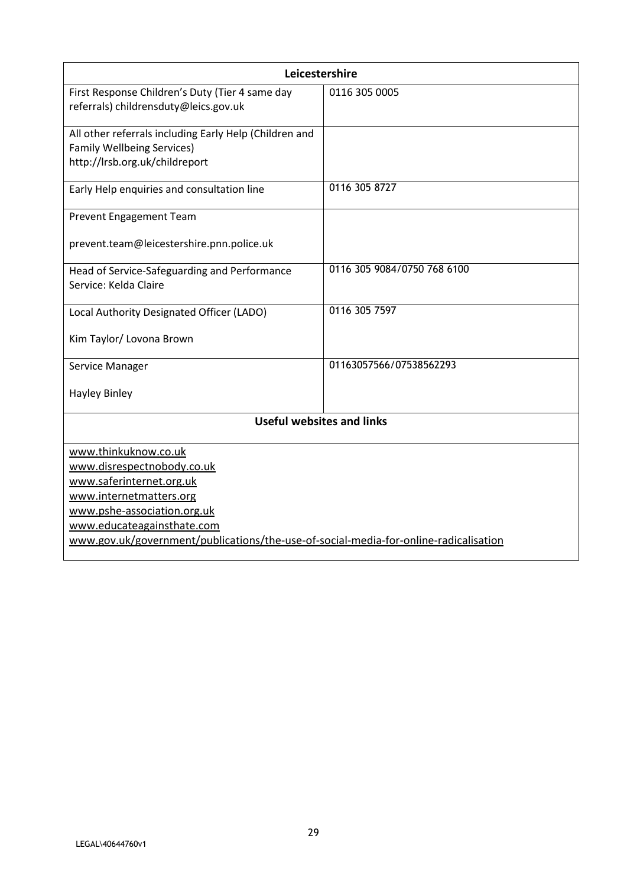| Leicestershire | |
|---|---|
| First Response Children's Duty (Tier 4 same day referrals) childrensduty@leics.gov.uk | 0116 305 0005 |
| All other referrals including Early Help (Children and Family Wellbeing Services) http://lrsb.org.uk/childreport | |
| Early Help enquiries and consultation line | 0116 305 8727 |
| Prevent Engagement Team<br><br>prevent.team@leicestershire.pnn.police.uk | |
| Head of Service-Safeguarding and Performance Service: Kelda Claire | 0116 305 9084/0750 768 6100 |
| Local Authority Designated Officer (LADO)<br><br>Kim Taylor/ Lovona Brown | 0116 305 7597 |
| Service Manager<br><br>Hayley Binley | 01163057566/07538562293 |
| **Useful websites and links** | |
| www.thinkuknow.co.uk<br>www.disrespectnobody.co.uk<br>www.saferinternet.org.uk<br>www.internetmatters.org<br>www.pshe-association.org.uk<br>www.educateagainsthate.com<br>www.gov.uk/government/publications/the-use-of-social-media-for-online-radicalisation | |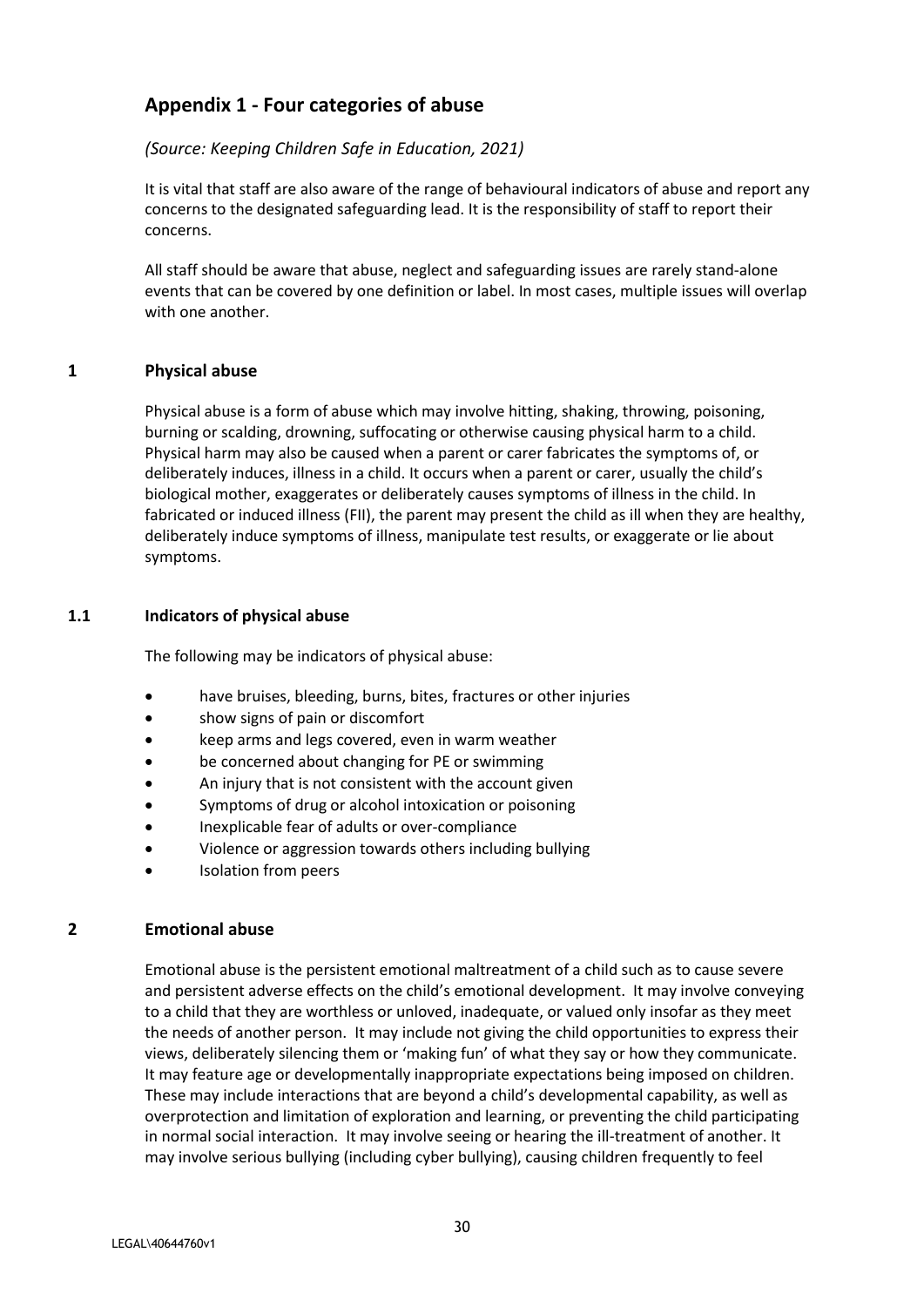## Appendix 1 - Four categories of abuse

*(Source: Keeping Children Safe in Education, 2021)*

It is vital that staff are also aware of the range of behavioural indicators of abuse and report any concerns to the designated safeguarding lead. It is the responsibility of staff to report their concerns.

All staff should be aware that abuse, neglect and safeguarding issues are rarely stand-alone events that can be covered by one definition or label. In most cases, multiple issues will overlap with one another.

### 1 Physical abuse

Physical abuse is a form of abuse which may involve hitting, shaking, throwing, poisoning, burning or scalding, drowning, suffocating or otherwise causing physical harm to a child. Physical harm may also be caused when a parent or carer fabricates the symptoms of, or deliberately induces, illness in a child. It occurs when a parent or carer, usually the child's biological mother, exaggerates or deliberately causes symptoms of illness in the child. In fabricated or induced illness (FII), the parent may present the child as ill when they are healthy, deliberately induce symptoms of illness, manipulate test results, or exaggerate or lie about symptoms.

### 1.1 Indicators of physical abuse

The following may be indicators of physical abuse:

- have bruises, bleeding, burns, bites, fractures or other injuries
- show signs of pain or discomfort
- keep arms and legs covered, even in warm weather
- be concerned about changing for PE or swimming
- An injury that is not consistent with the account given
- Symptoms of drug or alcohol intoxication or poisoning
- Inexplicable fear of adults or over-compliance
- Violence or aggression towards others including bullying
- Isolation from peers

### 2 Emotional abuse

Emotional abuse is the persistent emotional maltreatment of a child such as to cause severe and persistent adverse effects on the child's emotional development. It may involve conveying to a child that they are worthless or unloved, inadequate, or valued only insofar as they meet the needs of another person. It may include not giving the child opportunities to express their views, deliberately silencing them or 'making fun' of what they say or how they communicate. It may feature age or developmentally inappropriate expectations being imposed on children. These may include interactions that are beyond a child's developmental capability, as well as overprotection and limitation of exploration and learning, or preventing the child participating in normal social interaction. It may involve seeing or hearing the ill-treatment of another. It may involve serious bullying (including cyber bullying), causing children frequently to feel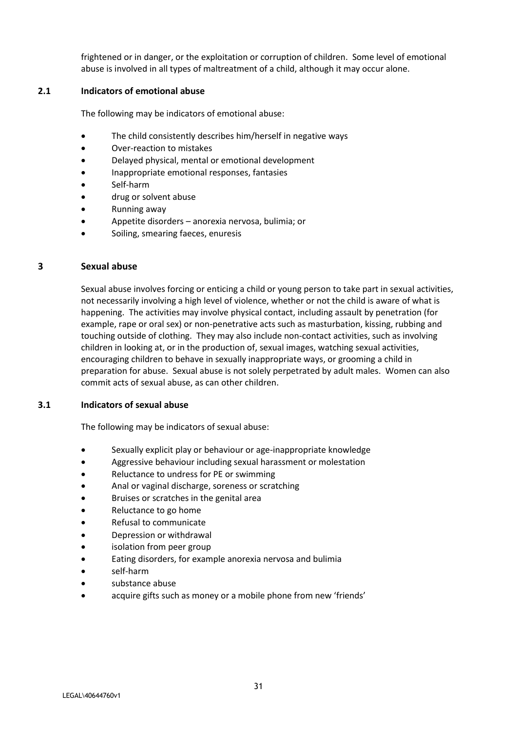frightened or in danger, or the exploitation or corruption of children. Some level of emotional abuse is involved in all types of maltreatment of a child, although it may occur alone.

### 2.1 Indicators of emotional abuse

The following may be indicators of emotional abuse:

- The child consistently describes him/herself in negative ways
- Over-reaction to mistakes
- Delayed physical, mental or emotional development
- Inappropriate emotional responses, fantasies
- Self-harm
- drug or solvent abuse
- Running away
- Appetite disorders – anorexia nervosa, bulimia; or
- Soiling, smearing faeces, enuresis

## 3 Sexual abuse

Sexual abuse involves forcing or enticing a child or young person to take part in sexual activities, not necessarily involving a high level of violence, whether or not the child is aware of what is happening. The activities may involve physical contact, including assault by penetration (for example, rape or oral sex) or non-penetrative acts such as masturbation, kissing, rubbing and touching outside of clothing. They may also include non-contact activities, such as involving children in looking at, or in the production of, sexual images, watching sexual activities, encouraging children to behave in sexually inappropriate ways, or grooming a child in preparation for abuse. Sexual abuse is not solely perpetrated by adult males. Women can also commit acts of sexual abuse, as can other children.

### 3.1 Indicators of sexual abuse

The following may be indicators of sexual abuse:

- Sexually explicit play or behaviour or age-inappropriate knowledge
- Aggressive behaviour including sexual harassment or molestation
- Reluctance to undress for PE or swimming
- Anal or vaginal discharge, soreness or scratching
- Bruises or scratches in the genital area
- Reluctance to go home
- Refusal to communicate
- Depression or withdrawal
- isolation from peer group
- Eating disorders, for example anorexia nervosa and bulimia
- self-harm
- substance abuse
- acquire gifts such as money or a mobile phone from new 'friends'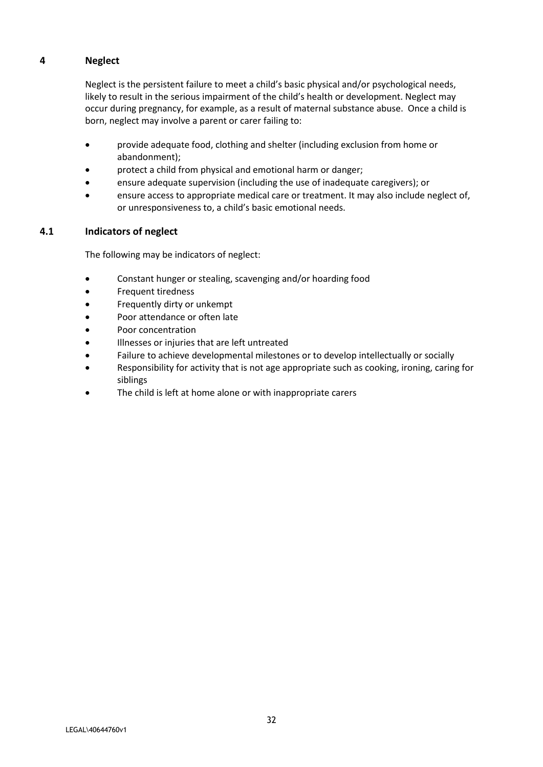## 4 Neglect

Neglect is the persistent failure to meet a child's basic physical and/or psychological needs, likely to result in the serious impairment of the child's health or development. Neglect may occur during pregnancy, for example, as a result of maternal substance abuse. Once a child is born, neglect may involve a parent or carer failing to:

- provide adequate food, clothing and shelter (including exclusion from home or abandonment);
- protect a child from physical and emotional harm or danger;
- ensure adequate supervision (including the use of inadequate caregivers); or
- ensure access to appropriate medical care or treatment. It may also include neglect of, or unresponsiveness to, a child's basic emotional needs.

### 4.1 Indicators of neglect

The following may be indicators of neglect:

- Constant hunger or stealing, scavenging and/or hoarding food
- Frequent tiredness
- Frequently dirty or unkempt
- Poor attendance or often late
- Poor concentration
- Illnesses or injuries that are left untreated
- Failure to achieve developmental milestones or to develop intellectually or socially
- Responsibility for activity that is not age appropriate such as cooking, ironing, caring for siblings
- The child is left at home alone or with inappropriate carers

LEGAL\40644760v1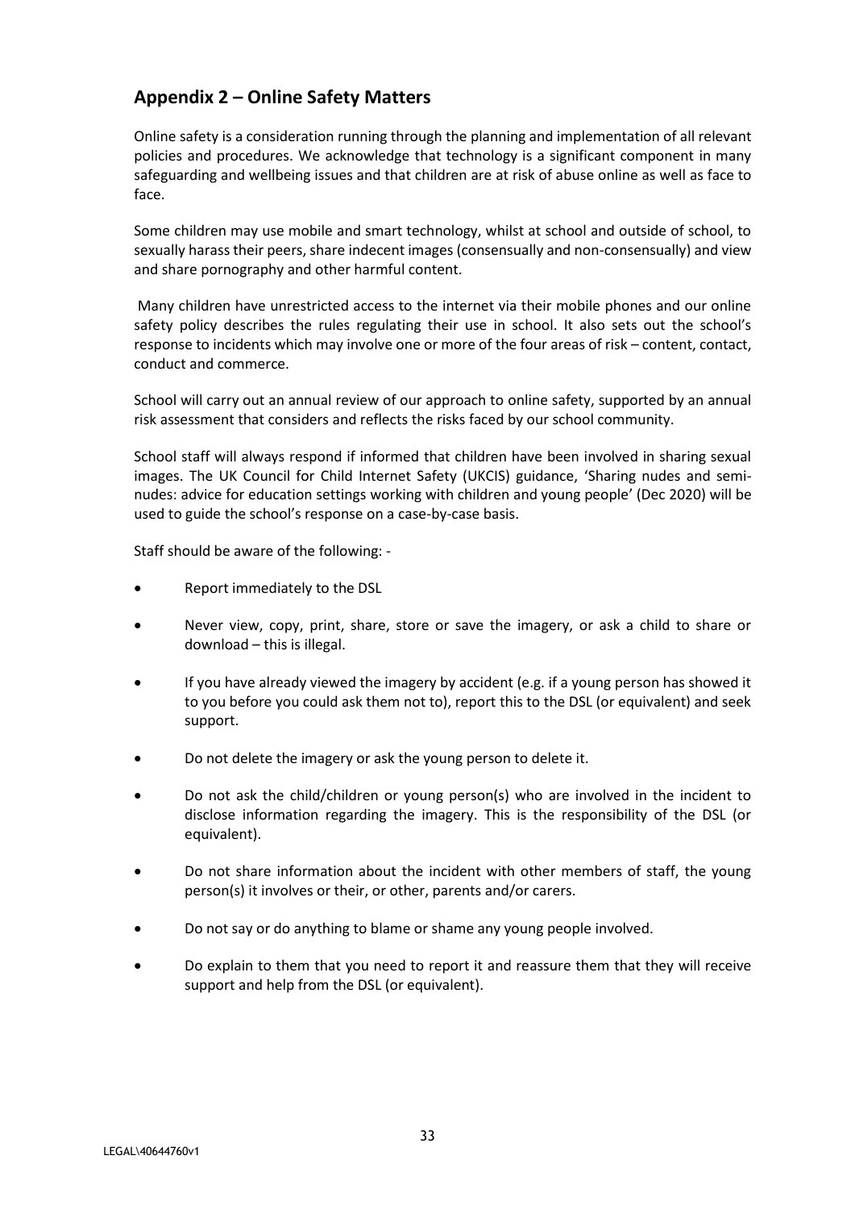## Appendix 2 – Online Safety Matters

Online safety is a consideration running through the planning and implementation of all relevant policies and procedures. We acknowledge that technology is a significant component in many safeguarding and wellbeing issues and that children are at risk of abuse online as well as face to face.

Some children may use mobile and smart technology, whilst at school and outside of school, to sexually harass their peers, share indecent images (consensually and non-consensually) and view and share pornography and other harmful content.

Many children have unrestricted access to the internet via their mobile phones and our online safety policy describes the rules regulating their use in school. It also sets out the school's response to incidents which may involve one or more of the four areas of risk – content, contact, conduct and commerce.

School will carry out an annual review of our approach to online safety, supported by an annual risk assessment that considers and reflects the risks faced by our school community.

School staff will always respond if informed that children have been involved in sharing sexual images. The UK Council for Child Internet Safety (UKCIS) guidance, 'Sharing nudes and semi-nudes: advice for education settings working with children and young people' (Dec 2020) will be used to guide the school's response on a case-by-case basis.

Staff should be aware of the following: -

- Report immediately to the DSL
- Never view, copy, print, share, store or save the imagery, or ask a child to share or download – this is illegal.
- If you have already viewed the imagery by accident (e.g. if a young person has showed it to you before you could ask them not to), report this to the DSL (or equivalent) and seek support.
- Do not delete the imagery or ask the young person to delete it.
- Do not ask the child/children or young person(s) who are involved in the incident to disclose information regarding the imagery. This is the responsibility of the DSL (or equivalent).
- Do not share information about the incident with other members of staff, the young person(s) it involves or their, or other, parents and/or carers.
- Do not say or do anything to blame or shame any young people involved.
- Do explain to them that you need to report it and reassure them that they will receive support and help from the DSL (or equivalent).

LEGAL\40644760v1